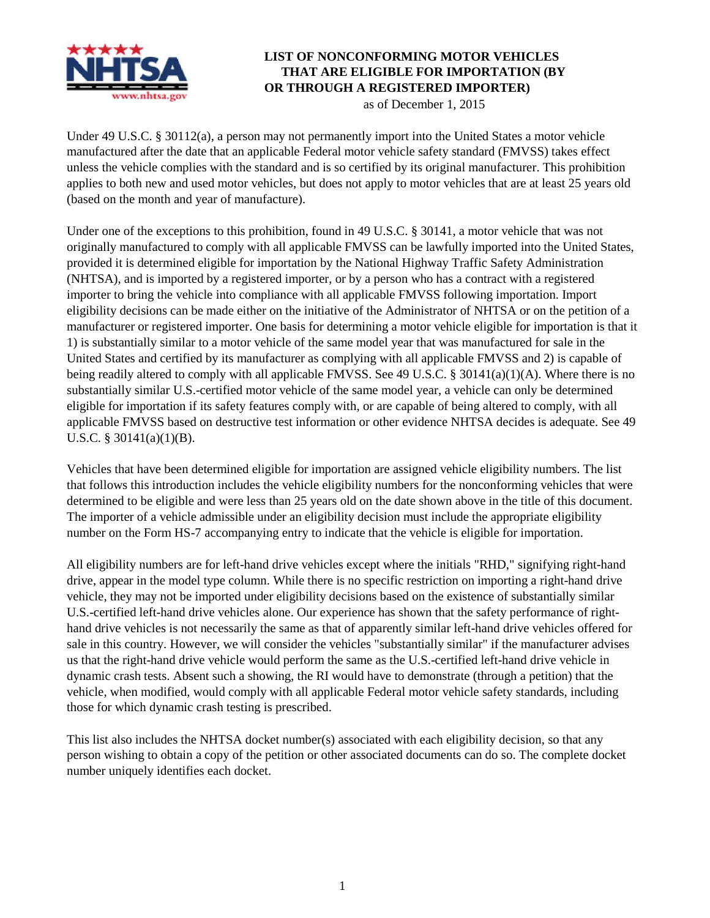# LIST OF NONCONFORMING MOTOR VEHICLES THAT ARE ELIGIBLE FOR IMPORTATION (BY OR THROUGH A REGISTERED IMPORTER)

as of December 1, 2015

Under 49 U.S.C. § 30112(a), a person may not permanently import into the United States a motor vehicle manufactured after the date that an applicable Federal motor vehicle safety standard (FMVSS) takes effect unless the vehicle complies with the standard and is so certified by its original manufacturer. This prohibition applies to both new and used motor vehicles, but does not apply to motor vehicles that are at least 25 years old (based on the month and year of manufacture).

Under one of the exceptions to this prohibition, found in 49 U.S.C. § 30141, a motor vehicle that was not originally manufactured to comply with all applicable FMVSS can be lawfully imported into the United States, provided it is determined eligible for importation by the National Highway Traffic Safety Administration (NHTSA), and is imported by a registered importer, or by a person who has a contract with a registered importer to bring the vehicle into compliance with all applicable FMVSS following importation. Import eligibility decisions can be made either on the initiative of the Administrator of NHTSA or on the petition of a manufacturer or registered importer. One basis for determining a motor vehicle eligible for importation is that it 1) is substantially similar to a motor vehicle of the same model year that was manufactured for sale in the United States and certified by its manufacturer as complying with all applicable FMVSS and 2) is capable of being readily altered to comply with all applicable FMVSS. See 49 U.S.C. § 30141(a)(1)(A). Where there is no substantially similar U.S.-certified motor vehicle of the same model year, a vehicle can only be determined eligible for importation if its safety features comply with, or are capable of being altered to comply, with all applicable FMVSS based on destructive test information or other evidence NHTSA decides is adequate. See 49 U.S.C. § 30141(a)(1)(B).

Vehicles that have been determined eligible for importation are assigned vehicle eligibility numbers. The list that follows this introduction includes the vehicle eligibility numbers for the nonconforming vehicles that were determined to be eligible and were less than 25 years old on the date shown above in the title of this document. The importer of a vehicle admissible under an eligibility decision must include the appropriate eligibility number on the Form HS-7 accompanying entry to indicate that the vehicle is eligible for importation.

All eligibility numbers are for left-hand drive vehicles except where the initials "RHD," signifying right-hand drive, appear in the model type column. While there is no specific restriction on importing a right-hand drive vehicle, they may not be imported under eligibility decisions based on the existence of substantially similar U.S.-certified left-hand drive vehicles alone. Our experience has shown that the safety performance of right-hand drive vehicles is not necessarily the same as that of apparently similar left-hand drive vehicles offered for sale in this country. However, we will consider the vehicles "substantially similar" if the manufacturer advises us that the right-hand drive vehicle would perform the same as the U.S.-certified left-hand drive vehicle in dynamic crash tests. Absent such a showing, the RI would have to demonstrate (through a petition) that the vehicle, when modified, would comply with all applicable Federal motor vehicle safety standards, including those for which dynamic crash testing is prescribed.

This list also includes the NHTSA docket number(s) associated with each eligibility decision, so that any person wishing to obtain a copy of the petition or other associated documents can do so. The complete docket number uniquely identifies each docket.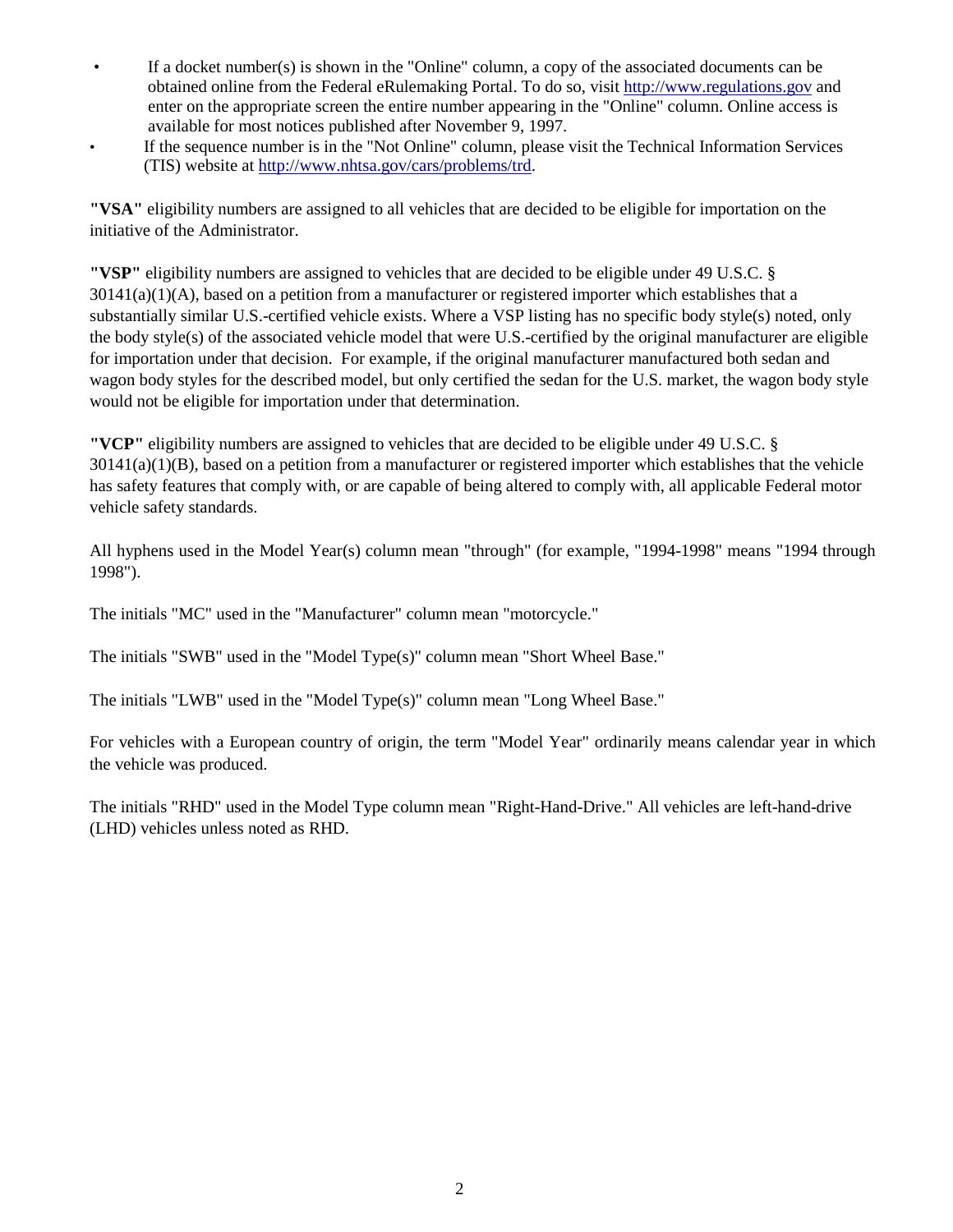- If a docket number(s) is shown in the "Online" column, a copy of the associated documents can be obtained online from the Federal eRulemaking Portal. To do so, visit http://www.regulations.gov and enter on the appropriate screen the entire number appearing in the "Online" column. Online access is available for most notices published after November 9, 1997.
- If the sequence number is in the "Not Online" column, please visit the Technical Information Services (TIS) website at http://www.nhtsa.gov/cars/problems/trd.

**"VSA"** eligibility numbers are assigned to all vehicles that are decided to be eligible for importation on the initiative of the Administrator.

**"VSP"** eligibility numbers are assigned to vehicles that are decided to be eligible under 49 U.S.C. § 30141(a)(1)(A), based on a petition from a manufacturer or registered importer which establishes that a substantially similar U.S.-certified vehicle exists. Where a VSP listing has no specific body style(s) noted, only the body style(s) of the associated vehicle model that were U.S.-certified by the original manufacturer are eligible for importation under that decision. For example, if the original manufacturer manufactured both sedan and wagon body styles for the described model, but only certified the sedan for the U.S. market, the wagon body style would not be eligible for importation under that determination.

**"VCP"** eligibility numbers are assigned to vehicles that are decided to be eligible under 49 U.S.C. § 30141(a)(1)(B), based on a petition from a manufacturer or registered importer which establishes that the vehicle has safety features that comply with, or are capable of being altered to comply with, all applicable Federal motor vehicle safety standards.

All hyphens used in the Model Year(s) column mean "through" (for example, "1994-1998" means "1994 through 1998").

The initials "MC" used in the "Manufacturer" column mean "motorcycle."

The initials "SWB" used in the "Model Type(s)" column mean "Short Wheel Base."

The initials "LWB" used in the "Model Type(s)" column mean "Long Wheel Base."

For vehicles with a European country of origin, the term "Model Year" ordinarily means calendar year in which the vehicle was produced.

The initials "RHD" used in the Model Type column mean "Right-Hand-Drive." All vehicles are left-hand-drive (LHD) vehicles unless noted as RHD.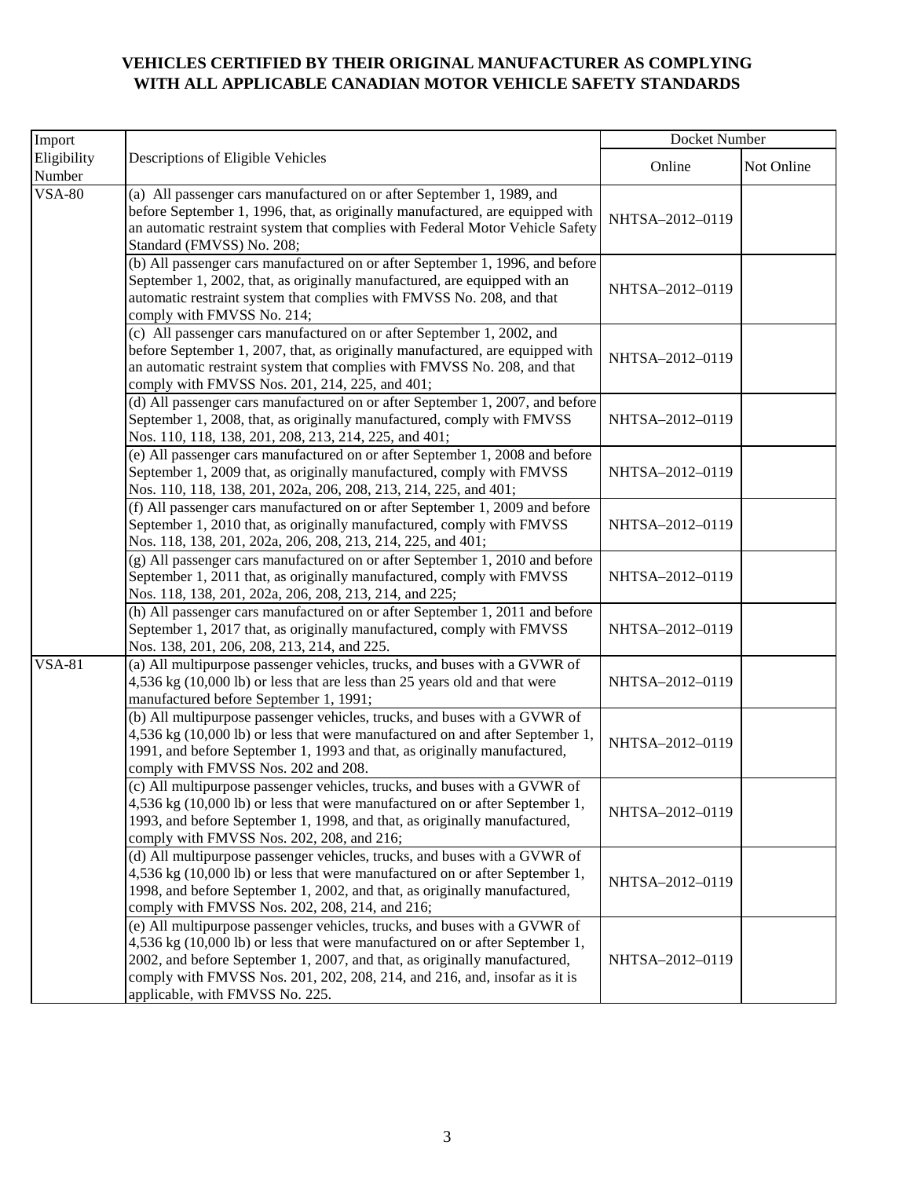**VEHICLES CERTIFIED BY THEIR ORIGINAL MANUFACTURER AS COMPLYING WITH ALL APPLICABLE CANADIAN MOTOR VEHICLE SAFETY STANDARDS**

| Import Eligibility Number | Descriptions of Eligible Vehicles | Docket Number | |
|---|---|---|---|
| | | Online | Not Online |
| VSA-80 | (a) All passenger cars manufactured on or after September 1, 1989, and before September 1, 1996, that, as originally manufactured, are equipped with an automatic restraint system that complies with Federal Motor Vehicle Safety Standard (FMVSS) No. 208; | NHTSA–2012–0119 | |
| | (b) All passenger cars manufactured on or after September 1, 1996, and before September 1, 2002, that, as originally manufactured, are equipped with an automatic restraint system that complies with FMVSS No. 208, and that comply with FMVSS No. 214; | NHTSA–2012–0119 | |
| | (c) All passenger cars manufactured on or after September 1, 2002, and before September 1, 2007, that, as originally manufactured, are equipped with an automatic restraint system that complies with FMVSS No. 208, and that comply with FMVSS Nos. 201, 214, 225, and 401; | NHTSA–2012–0119 | |
| | (d) All passenger cars manufactured on or after September 1, 2007, and before September 1, 2008, that, as originally manufactured, comply with FMVSS Nos. 110, 118, 138, 201, 208, 213, 214, 225, and 401; | NHTSA–2012–0119 | |
| | (e) All passenger cars manufactured on or after September 1, 2008 and before September 1, 2009 that, as originally manufactured, comply with FMVSS Nos. 110, 118, 138, 201, 202a, 206, 208, 213, 214, 225, and 401; | NHTSA–2012–0119 | |
| | (f) All passenger cars manufactured on or after September 1, 2009 and before September 1, 2010 that, as originally manufactured, comply with FMVSS Nos. 118, 138, 201, 202a, 206, 208, 213, 214, 225, and 401; | NHTSA–2012–0119 | |
| | (g) All passenger cars manufactured on or after September 1, 2010 and before September 1, 2011 that, as originally manufactured, comply with FMVSS Nos. 118, 138, 201, 202a, 206, 208, 213, 214, and 225; | NHTSA–2012–0119 | |
| | (h) All passenger cars manufactured on or after September 1, 2011 and before September 1, 2017 that, as originally manufactured, comply with FMVSS Nos. 138, 201, 206, 208, 213, 214, and 225. | NHTSA–2012–0119 | |
| VSA-81 | (a) All multipurpose passenger vehicles, trucks, and buses with a GVWR of 4,536 kg (10,000 lb) or less that are less than 25 years old and that were manufactured before September 1, 1991; | NHTSA–2012–0119 | |
| | (b) All multipurpose passenger vehicles, trucks, and buses with a GVWR of 4,536 kg (10,000 lb) or less that were manufactured on and after September 1, 1991, and before September 1, 1993 and that, as originally manufactured, comply with FMVSS Nos. 202 and 208. | NHTSA–2012–0119 | |
| | (c) All multipurpose passenger vehicles, trucks, and buses with a GVWR of 4,536 kg (10,000 lb) or less that were manufactured on or after September 1, 1993, and before September 1, 1998, and that, as originally manufactured, comply with FMVSS Nos. 202, 208, and 216; | NHTSA–2012–0119 | |
| | (d) All multipurpose passenger vehicles, trucks, and buses with a GVWR of 4,536 kg (10,000 lb) or less that were manufactured on or after September 1, 1998, and before September 1, 2002, and that, as originally manufactured, comply with FMVSS Nos. 202, 208, 214, and 216; | NHTSA–2012–0119 | |
| | (e) All multipurpose passenger vehicles, trucks, and buses with a GVWR of 4,536 kg (10,000 lb) or less that were manufactured on or after September 1, 2002, and before September 1, 2007, and that, as originally manufactured, comply with FMVSS Nos. 201, 202, 208, 214, and 216, and, insofar as it is applicable, with FMVSS No. 225. | NHTSA–2012–0119 | |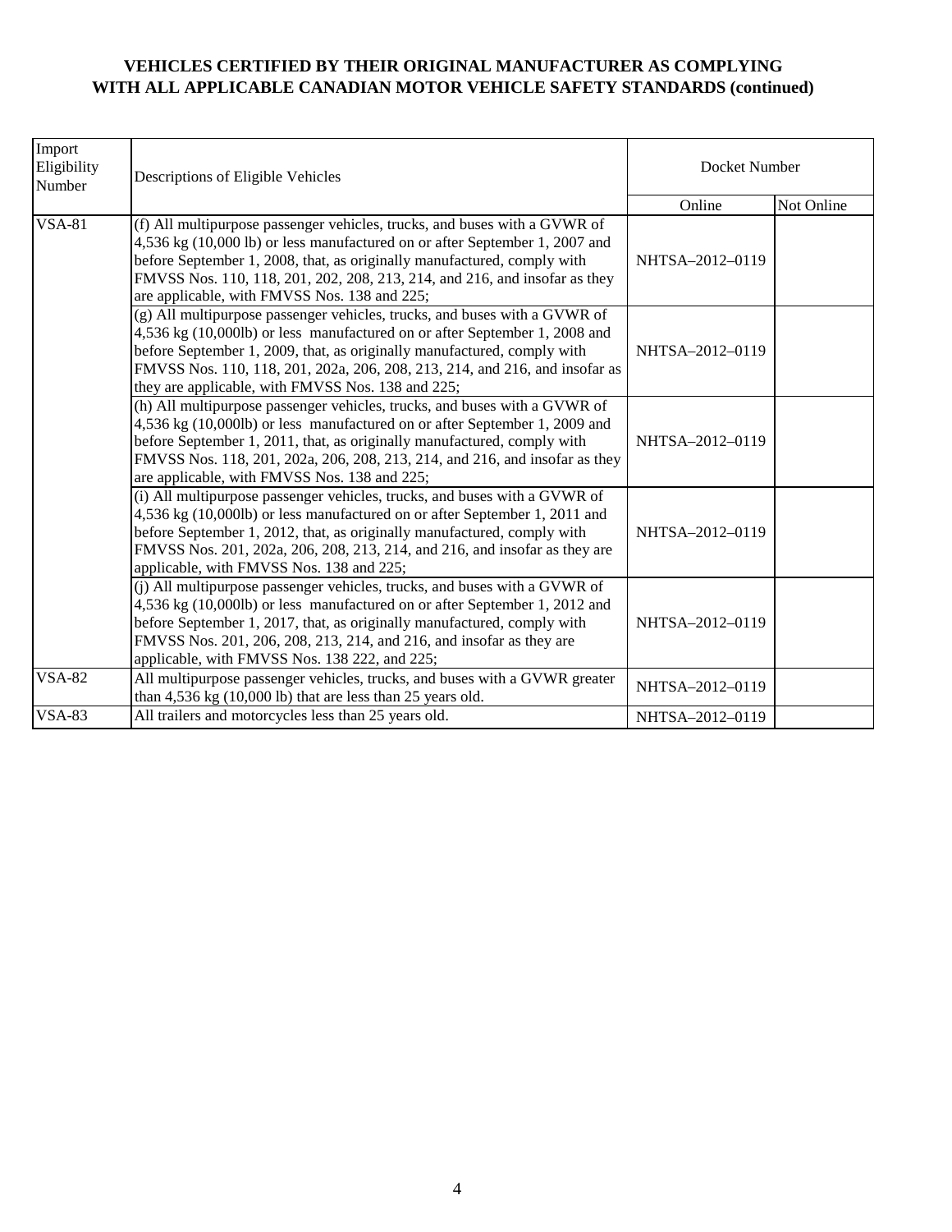**VEHICLES CERTIFIED BY THEIR ORIGINAL MANUFACTURER AS COMPLYING WITH ALL APPLICABLE CANADIAN MOTOR VEHICLE SAFETY STANDARDS (continued)**

| Import Eligibility Number | Descriptions of Eligible Vehicles | Docket Number | |
|---|---|---|---|
| | | Online | Not Online |
| VSA-81 | (f) All multipurpose passenger vehicles, trucks, and buses with a GVWR of 4,536 kg (10,000 lb) or less manufactured on or after September 1, 2007 and before September 1, 2008, that, as originally manufactured, comply with FMVSS Nos. 110, 118, 201, 202, 208, 213, 214, and 216, and insofar as they are applicable, with FMVSS Nos. 138 and 225; | NHTSA–2012–0119 | |
| | (g) All multipurpose passenger vehicles, trucks, and buses with a GVWR of 4,536 kg (10,000lb) or less manufactured on or after September 1, 2008 and before September 1, 2009, that, as originally manufactured, comply with FMVSS Nos. 110, 118, 201, 202a, 206, 208, 213, 214, and 216, and insofar as they are applicable, with FMVSS Nos. 138 and 225; | NHTSA–2012–0119 | |
| | (h) All multipurpose passenger vehicles, trucks, and buses with a GVWR of 4,536 kg (10,000lb) or less manufactured on or after September 1, 2009 and before September 1, 2011, that, as originally manufactured, comply with FMVSS Nos. 118, 201, 202a, 206, 208, 213, 214, and 216, and insofar as they are applicable, with FMVSS Nos. 138 and 225; | NHTSA–2012–0119 | |
| | (i) All multipurpose passenger vehicles, trucks, and buses with a GVWR of 4,536 kg (10,000lb) or less manufactured on or after September 1, 2011 and before September 1, 2012, that, as originally manufactured, comply with FMVSS Nos. 201, 202a, 206, 208, 213, 214, and 216, and insofar as they are applicable, with FMVSS Nos. 138 and 225; | NHTSA–2012–0119 | |
| | (j) All multipurpose passenger vehicles, trucks, and buses with a GVWR of 4,536 kg (10,000lb) or less manufactured on or after September 1, 2012 and before September 1, 2017, that, as originally manufactured, comply with FMVSS Nos. 201, 206, 208, 213, 214, and 216, and insofar as they are applicable, with FMVSS Nos. 138 222, and 225; | NHTSA–2012–0119 | |
| VSA-82 | All multipurpose passenger vehicles, trucks, and buses with a GVWR greater than 4,536 kg (10,000 lb) that are less than 25 years old. | NHTSA–2012–0119 | |
| VSA-83 | All trailers and motorcycles less than 25 years old. | NHTSA–2012–0119 | |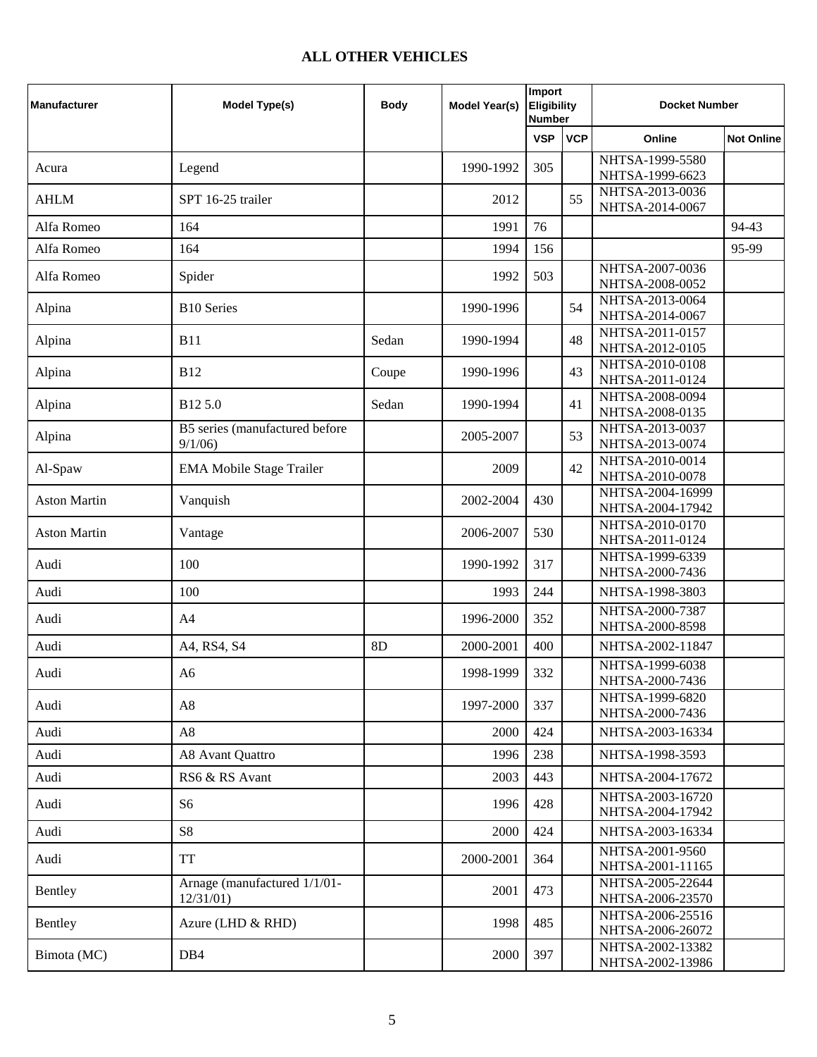## ALL OTHER VEHICLES

| Manufacturer | Model Type(s) | Body | Model Year(s) | Import Eligibility Number | | Docket Number | |
|---|---|---|---|---|---|---|---|
| | | | | VSP | VCP | Online | Not Online |
| Acura | Legend | | 1990-1992 | 305 | | NHTSA-1999-5580 NHTSA-1999-6623 | |
| AHLM | SPT 16-25 trailer | | 2012 | | 55 | NHTSA-2013-0036 NHTSA-2014-0067 | |
| Alfa Romeo | 164 | | 1991 | 76 | | | 94-43 |
| Alfa Romeo | 164 | | 1994 | 156 | | | 95-99 |
| Alfa Romeo | Spider | | 1992 | 503 | | NHTSA-2007-0036 NHTSA-2008-0052 | |
| Alpina | B10 Series | | 1990-1996 | | 54 | NHTSA-2013-0064 NHTSA-2014-0067 | |
| Alpina | B11 | Sedan | 1990-1994 | | 48 | NHTSA-2011-0157 NHTSA-2012-0105 | |
| Alpina | B12 | Coupe | 1990-1996 | | 43 | NHTSA-2010-0108 NHTSA-2011-0124 | |
| Alpina | B12 5.0 | Sedan | 1990-1994 | | 41 | NHTSA-2008-0094 NHTSA-2008-0135 | |
| Alpina | B5 series (manufactured before 9/1/06) | | 2005-2007 | | 53 | NHTSA-2013-0037 NHTSA-2013-0074 | |
| Al-Spaw | EMA Mobile Stage Trailer | | 2009 | | 42 | NHTSA-2010-0014 NHTSA-2010-0078 | |
| Aston Martin | Vanquish | | 2002-2004 | 430 | | NHTSA-2004-16999 NHTSA-2004-17942 | |
| Aston Martin | Vantage | | 2006-2007 | 530 | | NHTSA-2010-0170 NHTSA-2011-0124 | |
| Audi | 100 | | 1990-1992 | 317 | | NHTSA-1999-6339 NHTSA-2000-7436 | |
| Audi | 100 | | 1993 | 244 | | NHTSA-1998-3803 | |
| Audi | A4 | | 1996-2000 | 352 | | NHTSA-2000-7387 NHTSA-2000-8598 | |
| Audi | A4, RS4, S4 | 8D | 2000-2001 | 400 | | NHTSA-2002-11847 | |
| Audi | A6 | | 1998-1999 | 332 | | NHTSA-1999-6038 NHTSA-2000-7436 | |
| Audi | A8 | | 1997-2000 | 337 | | NHTSA-1999-6820 NHTSA-2000-7436 | |
| Audi | A8 | | 2000 | 424 | | NHTSA-2003-16334 | |
| Audi | A8 Avant Quattro | | 1996 | 238 | | NHTSA-1998-3593 | |
| Audi | RS6 & RS Avant | | 2003 | 443 | | NHTSA-2004-17672 | |
| Audi | S6 | | 1996 | 428 | | NHTSA-2003-16720 NHTSA-2004-17942 | |
| Audi | S8 | | 2000 | 424 | | NHTSA-2003-16334 | |
| Audi | TT | | 2000-2001 | 364 | | NHTSA-2001-9560 NHTSA-2001-11165 | |
| Bentley | Arnage (manufactured 1/1/01-12/31/01) | | 2001 | 473 | | NHTSA-2005-22644 NHTSA-2006-23570 | |
| Bentley | Azure (LHD & RHD) | | 1998 | 485 | | NHTSA-2006-25516 NHTSA-2006-26072 | |
| Bimota (MC) | DB4 | | 2000 | 397 | | NHTSA-2002-13382 NHTSA-2002-13986 | |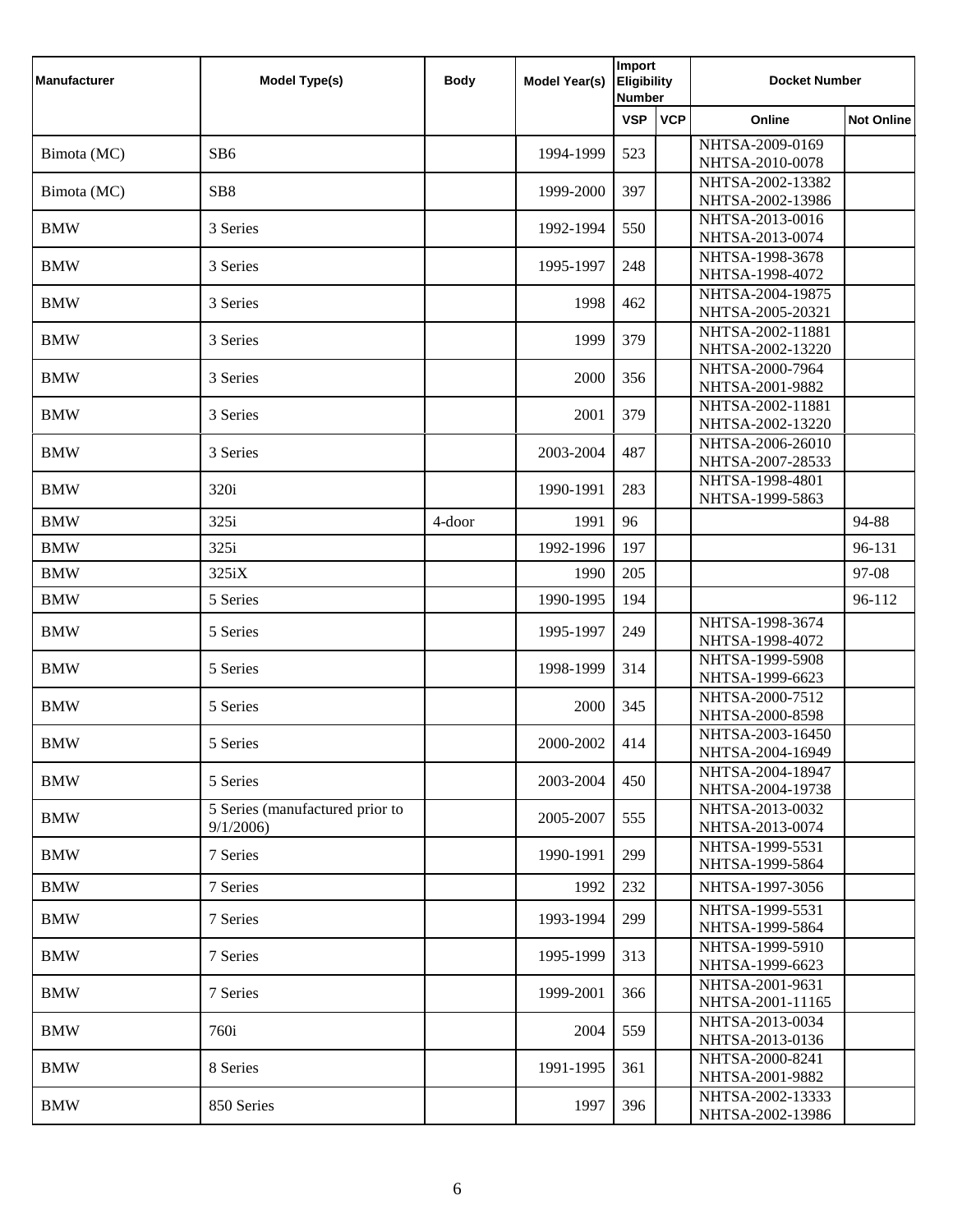| Manufacturer | Model Type(s) | Body | Model Year(s) | Import Eligibility Number | | Docket Number | |
|---|---|---|---|---|---|---|---|
| | | | | VSP | VCP | Online | Not Online |
| Bimota (MC) | SB6 | | 1994-1999 | 523 | | NHTSA-2009-0169 NHTSA-2010-0078 | |
| Bimota (MC) | SB8 | | 1999-2000 | 397 | | NHTSA-2002-13382 NHTSA-2002-13986 | |
| BMW | 3 Series | | 1992-1994 | 550 | | NHTSA-2013-0016 NHTSA-2013-0074 | |
| BMW | 3 Series | | 1995-1997 | 248 | | NHTSA-1998-3678 NHTSA-1998-4072 | |
| BMW | 3 Series | | 1998 | 462 | | NHTSA-2004-19875 NHTSA-2005-20321 | |
| BMW | 3 Series | | 1999 | 379 | | NHTSA-2002-11881 NHTSA-2002-13220 | |
| BMW | 3 Series | | 2000 | 356 | | NHTSA-2000-7964 NHTSA-2001-9882 | |
| BMW | 3 Series | | 2001 | 379 | | NHTSA-2002-11881 NHTSA-2002-13220 | |
| BMW | 3 Series | | 2003-2004 | 487 | | NHTSA-2006-26010 NHTSA-2007-28533 | |
| BMW | 320i | | 1990-1991 | 283 | | NHTSA-1998-4801 NHTSA-1999-5863 | |
| BMW | 325i | 4-door | 1991 | 96 | | | 94-88 |
| BMW | 325i | | 1992-1996 | 197 | | | 96-131 |
| BMW | 325iX | | 1990 | 205 | | | 97-08 |
| BMW | 5 Series | | 1990-1995 | 194 | | | 96-112 |
| BMW | 5 Series | | 1995-1997 | 249 | | NHTSA-1998-3674 NHTSA-1998-4072 | |
| BMW | 5 Series | | 1998-1999 | 314 | | NHTSA-1999-5908 NHTSA-1999-6623 | |
| BMW | 5 Series | | 2000 | 345 | | NHTSA-2000-7512 NHTSA-2000-8598 | |
| BMW | 5 Series | | 2000-2002 | 414 | | NHTSA-2003-16450 NHTSA-2004-16949 | |
| BMW | 5 Series | | 2003-2004 | 450 | | NHTSA-2004-18947 NHTSA-2004-19738 | |
| BMW | 5 Series (manufactured prior to 9/1/2006) | | 2005-2007 | 555 | | NHTSA-2013-0032 NHTSA-2013-0074 | |
| BMW | 7 Series | | 1990-1991 | 299 | | NHTSA-1999-5531 NHTSA-1999-5864 | |
| BMW | 7 Series | | 1992 | 232 | | NHTSA-1997-3056 | |
| BMW | 7 Series | | 1993-1994 | 299 | | NHTSA-1999-5531 NHTSA-1999-5864 | |
| BMW | 7 Series | | 1995-1999 | 313 | | NHTSA-1999-5910 NHTSA-1999-6623 | |
| BMW | 7 Series | | 1999-2001 | 366 | | NHTSA-2001-9631 NHTSA-2001-11165 | |
| BMW | 760i | | 2004 | 559 | | NHTSA-2013-0034 NHTSA-2013-0136 | |
| BMW | 8 Series | | 1991-1995 | 361 | | NHTSA-2000-8241 NHTSA-2001-9882 | |
| BMW | 850 Series | | 1997 | 396 | | NHTSA-2002-13333 NHTSA-2002-13986 | |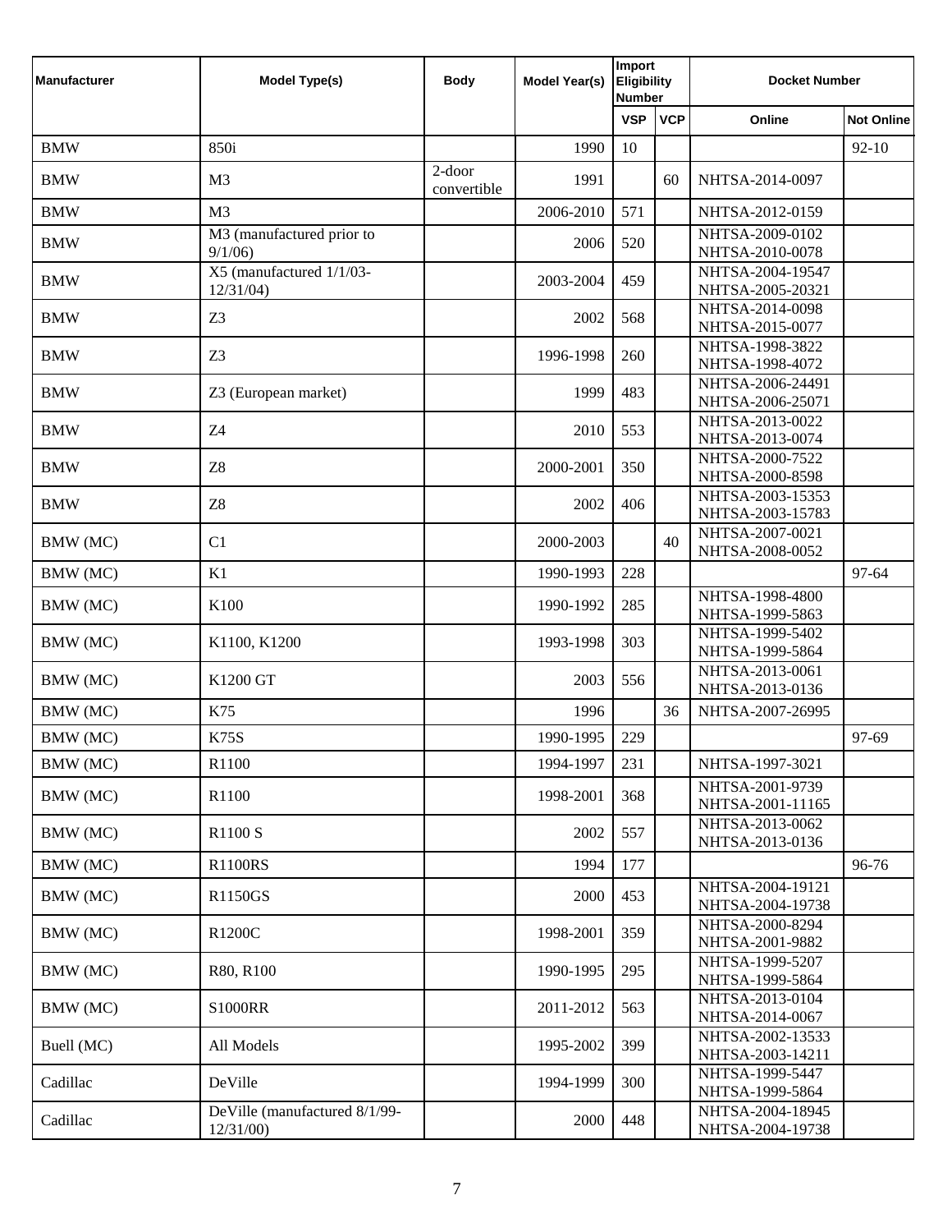| Manufacturer | Model Type(s) | Body | Model Year(s) | Import Eligibility Number | | Docket Number | |
|---|---|---|---|---|---|---|---|
| | | | | VSP | VCP | Online | Not Online |
| BMW | 850i | | 1990 | 10 | | | 92-10 |
| BMW | M3 | 2-door convertible | 1991 | | 60 | NHTSA-2014-0097 | |
| BMW | M3 | | 2006-2010 | 571 | | NHTSA-2012-0159 | |
| BMW | M3 (manufactured prior to 9/1/06) | | 2006 | 520 | | NHTSA-2009-0102 NHTSA-2010-0078 | |
| BMW | X5 (manufactured 1/1/03-12/31/04) | | 2003-2004 | 459 | | NHTSA-2004-19547 NHTSA-2005-20321 | |
| BMW | Z3 | | 2002 | 568 | | NHTSA-2014-0098 NHTSA-2015-0077 | |
| BMW | Z3 | | 1996-1998 | 260 | | NHTSA-1998-3822 NHTSA-1998-4072 | |
| BMW | Z3 (European market) | | 1999 | 483 | | NHTSA-2006-24491 NHTSA-2006-25071 | |
| BMW | Z4 | | 2010 | 553 | | NHTSA-2013-0022 NHTSA-2013-0074 | |
| BMW | Z8 | | 2000-2001 | 350 | | NHTSA-2000-7522 NHTSA-2000-8598 | |
| BMW | Z8 | | 2002 | 406 | | NHTSA-2003-15353 NHTSA-2003-15783 | |
| BMW (MC) | C1 | | 2000-2003 | | 40 | NHTSA-2007-0021 NHTSA-2008-0052 | |
| BMW (MC) | K1 | | 1990-1993 | 228 | | | 97-64 |
| BMW (MC) | K100 | | 1990-1992 | 285 | | NHTSA-1998-4800 NHTSA-1999-5863 | |
| BMW (MC) | K1100, K1200 | | 1993-1998 | 303 | | NHTSA-1999-5402 NHTSA-1999-5864 | |
| BMW (MC) | K1200 GT | | 2003 | 556 | | NHTSA-2013-0061 NHTSA-2013-0136 | |
| BMW (MC) | K75 | | 1996 | | 36 | NHTSA-2007-26995 | |
| BMW (MC) | K75S | | 1990-1995 | 229 | | | 97-69 |
| BMW (MC) | R1100 | | 1994-1997 | 231 | | NHTSA-1997-3021 | |
| BMW (MC) | R1100 | | 1998-2001 | 368 | | NHTSA-2001-9739 NHTSA-2001-11165 | |
| BMW (MC) | R1100 S | | 2002 | 557 | | NHTSA-2013-0062 NHTSA-2013-0136 | |
| BMW (MC) | R1100RS | | 1994 | 177 | | | 96-76 |
| BMW (MC) | R1150GS | | 2000 | 453 | | NHTSA-2004-19121 NHTSA-2004-19738 | |
| BMW (MC) | R1200C | | 1998-2001 | 359 | | NHTSA-2000-8294 NHTSA-2001-9882 | |
| BMW (MC) | R80, R100 | | 1990-1995 | 295 | | NHTSA-1999-5207 NHTSA-1999-5864 | |
| BMW (MC) | S1000RR | | 2011-2012 | 563 | | NHTSA-2013-0104 NHTSA-2014-0067 | |
| Buell (MC) | All Models | | 1995-2002 | 399 | | NHTSA-2002-13533 NHTSA-2003-14211 | |
| Cadillac | DeVille | | 1994-1999 | 300 | | NHTSA-1999-5447 NHTSA-1999-5864 | |
| Cadillac | DeVille (manufactured 8/1/99-12/31/00) | | 2000 | 448 | | NHTSA-2004-18945 NHTSA-2004-19738 | |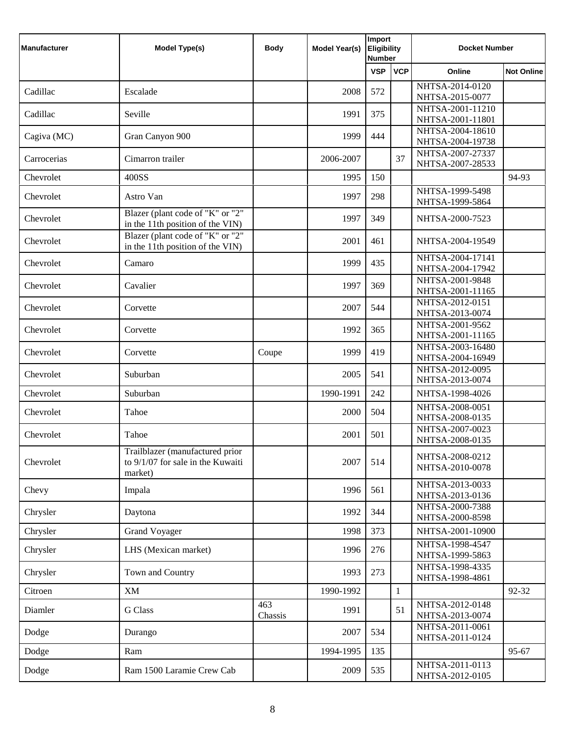| Manufacturer | Model Type(s) | Body | Model Year(s) | Import Eligibility Number | | Docket Number | |
|---|---|---|---|---|---|---|---|
| | | | | VSP | VCP | Online | Not Online |
| Cadillac | Escalade | | 2008 | 572 | | NHTSA-2014-0120 NHTSA-2015-0077 | |
| Cadillac | Seville | | 1991 | 375 | | NHTSA-2001-11210 NHTSA-2001-11801 | |
| Cagiva (MC) | Gran Canyon 900 | | 1999 | 444 | | NHTSA-2004-18610 NHTSA-2004-19738 | |
| Carrocerias | Cimarron trailer | | 2006-2007 | | 37 | NHTSA-2007-27337 NHTSA-2007-28533 | |
| Chevrolet | 400SS | | 1995 | 150 | | | 94-93 |
| Chevrolet | Astro Van | | 1997 | 298 | | NHTSA-1999-5498 NHTSA-1999-5864 | |
| Chevrolet | Blazer (plant code of "K" or "2" in the 11th position of the VIN) | | 1997 | 349 | | NHTSA-2000-7523 | |
| Chevrolet | Blazer (plant code of "K" or "2" in the 11th position of the VIN) | | 2001 | 461 | | NHTSA-2004-19549 | |
| Chevrolet | Camaro | | 1999 | 435 | | NHTSA-2004-17141 NHTSA-2004-17942 | |
| Chevrolet | Cavalier | | 1997 | 369 | | NHTSA-2001-9848 NHTSA-2001-11165 | |
| Chevrolet | Corvette | | 2007 | 544 | | NHTSA-2012-0151 NHTSA-2013-0074 | |
| Chevrolet | Corvette | | 1992 | 365 | | NHTSA-2001-9562 NHTSA-2001-11165 | |
| Chevrolet | Corvette | Coupe | 1999 | 419 | | NHTSA-2003-16480 NHTSA-2004-16949 | |
| Chevrolet | Suburban | | 2005 | 541 | | NHTSA-2012-0095 NHTSA-2013-0074 | |
| Chevrolet | Suburban | | 1990-1991 | 242 | | NHTSA-1998-4026 | |
| Chevrolet | Tahoe | | 2000 | 504 | | NHTSA-2008-0051 NHTSA-2008-0135 | |
| Chevrolet | Tahoe | | 2001 | 501 | | NHTSA-2007-0023 NHTSA-2008-0135 | |
| Chevrolet | Trailblazer (manufactured prior to 9/1/07 for sale in the Kuwaiti market) | | 2007 | 514 | | NHTSA-2008-0212 NHTSA-2010-0078 | |
| Chevy | Impala | | 1996 | 561 | | NHTSA-2013-0033 NHTSA-2013-0136 | |
| Chrysler | Daytona | | 1992 | 344 | | NHTSA-2000-7388 NHTSA-2000-8598 | |
| Chrysler | Grand Voyager | | 1998 | 373 | | NHTSA-2001-10900 | |
| Chrysler | LHS (Mexican market) | | 1996 | 276 | | NHTSA-1998-4547 NHTSA-1999-5863 | |
| Chrysler | Town and Country | | 1993 | 273 | | NHTSA-1998-4335 NHTSA-1998-4861 | |
| Citroen | XM | | 1990-1992 | | 1 | | 92-32 |
| Diamler | G Class | 463 Chassis | 1991 | | 51 | NHTSA-2012-0148 NHTSA-2013-0074 | |
| Dodge | Durango | | 2007 | 534 | | NHTSA-2011-0061 NHTSA-2011-0124 | |
| Dodge | Ram | | 1994-1995 | 135 | | | 95-67 |
| Dodge | Ram 1500 Laramie Crew Cab | | 2009 | 535 | | NHTSA-2011-0113 NHTSA-2012-0105 | |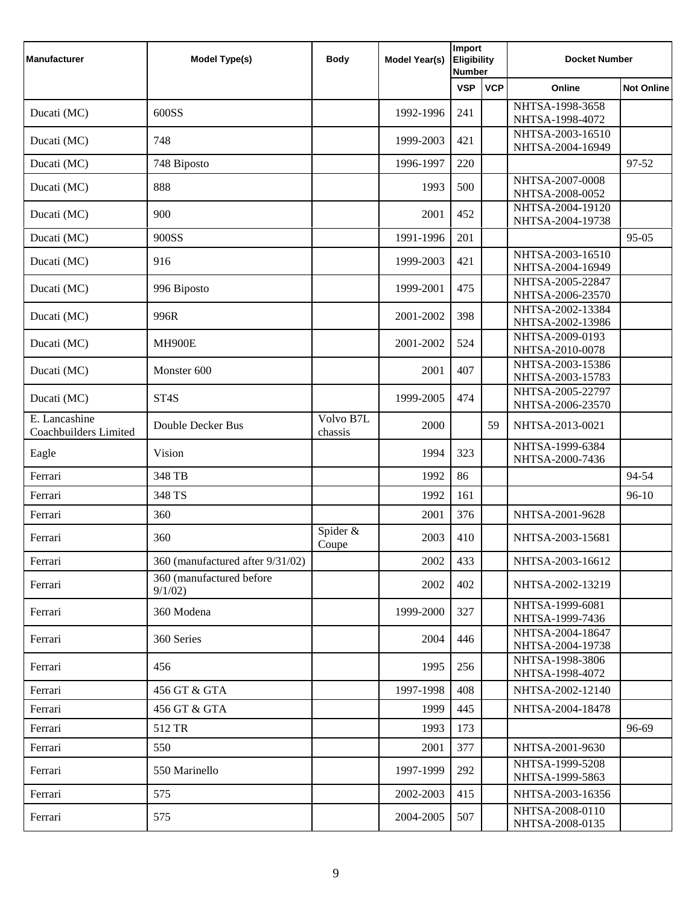| Manufacturer | Model Type(s) | Body | Model Year(s) | Import Eligibility Number | | Docket Number | |
|---|---|---|---|---|---|---|---|
| | | | | VSP | VCP | Online | Not Online |
| Ducati (MC) | 600SS | | 1992-1996 | 241 | | NHTSA-1998-3658 NHTSA-1998-4072 | |
| Ducati (MC) | 748 | | 1999-2003 | 421 | | NHTSA-2003-16510 NHTSA-2004-16949 | |
| Ducati (MC) | 748 Biposto | | 1996-1997 | 220 | | | 97-52 |
| Ducati (MC) | 888 | | 1993 | 500 | | NHTSA-2007-0008 NHTSA-2008-0052 | |
| Ducati (MC) | 900 | | 2001 | 452 | | NHTSA-2004-19120 NHTSA-2004-19738 | |
| Ducati (MC) | 900SS | | 1991-1996 | 201 | | | 95-05 |
| Ducati (MC) | 916 | | 1999-2003 | 421 | | NHTSA-2003-16510 NHTSA-2004-16949 | |
| Ducati (MC) | 996 Biposto | | 1999-2001 | 475 | | NHTSA-2005-22847 NHTSA-2006-23570 | |
| Ducati (MC) | 996R | | 2001-2002 | 398 | | NHTSA-2002-13384 NHTSA-2002-13986 | |
| Ducati (MC) | MH900E | | 2001-2002 | 524 | | NHTSA-2009-0193 NHTSA-2010-0078 | |
| Ducati (MC) | Monster 600 | | 2001 | 407 | | NHTSA-2003-15386 NHTSA-2003-15783 | |
| Ducati (MC) | ST4S | | 1999-2005 | 474 | | NHTSA-2005-22797 NHTSA-2006-23570 | |
| E. Lancashine Coachbuilders Limited | Double Decker Bus | Volvo B7L chassis | 2000 | | 59 | NHTSA-2013-0021 | |
| Eagle | Vision | | 1994 | 323 | | NHTSA-1999-6384 NHTSA-2000-7436 | |
| Ferrari | 348 TB | | 1992 | 86 | | | 94-54 |
| Ferrari | 348 TS | | 1992 | 161 | | | 96-10 |
| Ferrari | 360 | | 2001 | 376 | | NHTSA-2001-9628 | |
| Ferrari | 360 | Spider & Coupe | 2003 | 410 | | NHTSA-2003-15681 | |
| Ferrari | 360 (manufactured after 9/31/02) | | 2002 | 433 | | NHTSA-2003-16612 | |
| Ferrari | 360 (manufactured before 9/1/02) | | 2002 | 402 | | NHTSA-2002-13219 | |
| Ferrari | 360 Modena | | 1999-2000 | 327 | | NHTSA-1999-6081 NHTSA-1999-7436 | |
| Ferrari | 360 Series | | 2004 | 446 | | NHTSA-2004-18647 NHTSA-2004-19738 | |
| Ferrari | 456 | | 1995 | 256 | | NHTSA-1998-3806 NHTSA-1998-4072 | |
| Ferrari | 456 GT & GTA | | 1997-1998 | 408 | | NHTSA-2002-12140 | |
| Ferrari | 456 GT & GTA | | 1999 | 445 | | NHTSA-2004-18478 | |
| Ferrari | 512 TR | | 1993 | 173 | | | 96-69 |
| Ferrari | 550 | | 2001 | 377 | | NHTSA-2001-9630 | |
| Ferrari | 550 Marinello | | 1997-1999 | 292 | | NHTSA-1999-5208 NHTSA-1999-5863 | |
| Ferrari | 575 | | 2002-2003 | 415 | | NHTSA-2003-16356 | |
| Ferrari | 575 | | 2004-2005 | 507 | | NHTSA-2008-0110 NHTSA-2008-0135 | |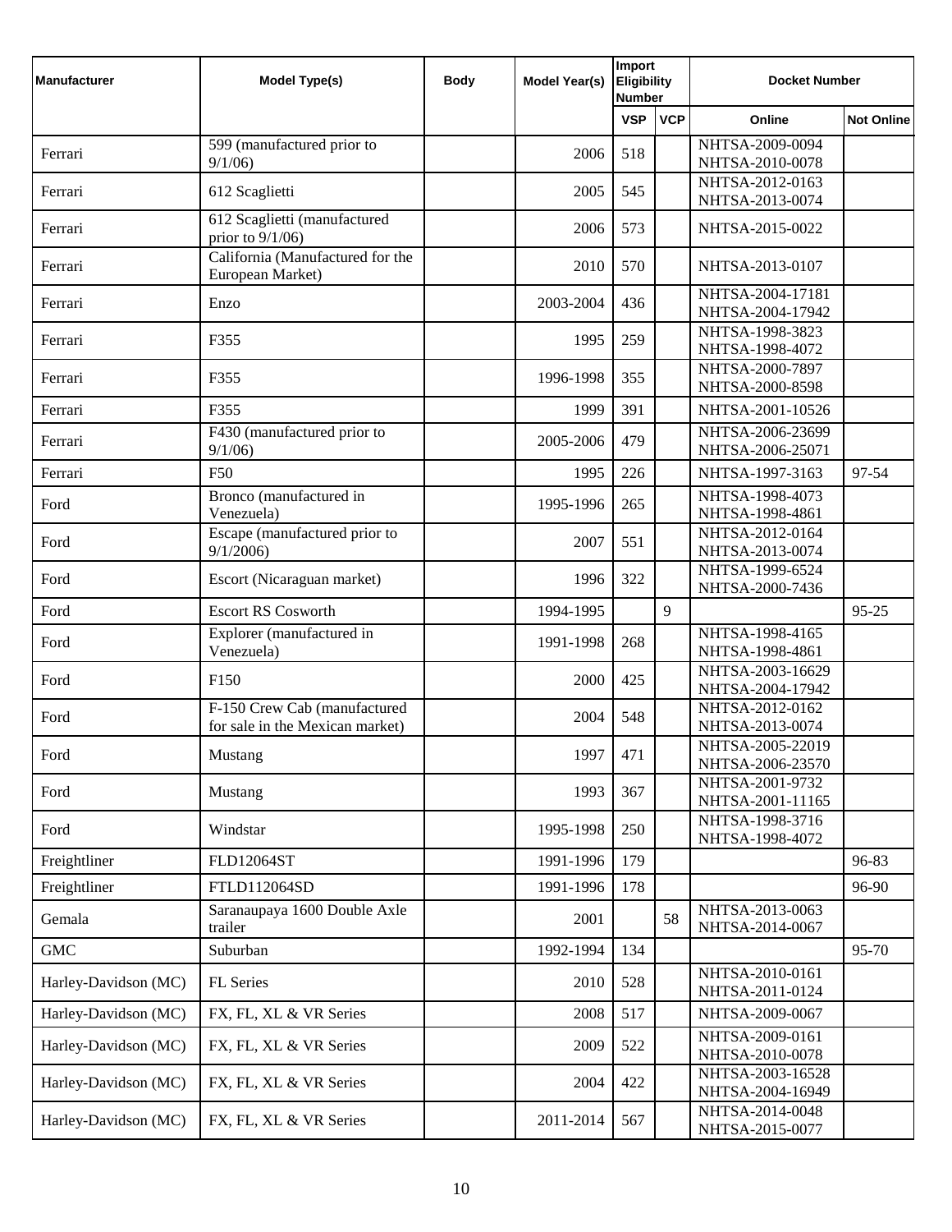| Manufacturer | Model Type(s) | Body | Model Year(s) | Import Eligibility Number | | Docket Number | |
|---|---|---|---|---|---|---|---|
| | | | | VSP | VCP | Online | Not Online |
| Ferrari | 599 (manufactured prior to 9/1/06) | | 2006 | 518 | | NHTSA-2009-0094 NHTSA-2010-0078 | |
| Ferrari | 612 Scaglietti | | 2005 | 545 | | NHTSA-2012-0163 NHTSA-2013-0074 | |
| Ferrari | 612 Scaglietti (manufactured prior to 9/1/06) | | 2006 | 573 | | NHTSA-2015-0022 | |
| Ferrari | California (Manufactured for the European Market) | | 2010 | 570 | | NHTSA-2013-0107 | |
| Ferrari | Enzo | | 2003-2004 | 436 | | NHTSA-2004-17181 NHTSA-2004-17942 | |
| Ferrari | F355 | | 1995 | 259 | | NHTSA-1998-3823 NHTSA-1998-4072 | |
| Ferrari | F355 | | 1996-1998 | 355 | | NHTSA-2000-7897 NHTSA-2000-8598 | |
| Ferrari | F355 | | 1999 | 391 | | NHTSA-2001-10526 | |
| Ferrari | F430 (manufactured prior to 9/1/06) | | 2005-2006 | 479 | | NHTSA-2006-23699 NHTSA-2006-25071 | |
| Ferrari | F50 | | 1995 | 226 | | NHTSA-1997-3163 | 97-54 |
| Ford | Bronco (manufactured in Venezuela) | | 1995-1996 | 265 | | NHTSA-1998-4073 NHTSA-1998-4861 | |
| Ford | Escape (manufactured prior to 9/1/2006) | | 2007 | 551 | | NHTSA-2012-0164 NHTSA-2013-0074 | |
| Ford | Escort (Nicaraguan market) | | 1996 | 322 | | NHTSA-1999-6524 NHTSA-2000-7436 | |
| Ford | Escort RS Cosworth | | 1994-1995 | | 9 | | 95-25 |
| Ford | Explorer (manufactured in Venezuela) | | 1991-1998 | 268 | | NHTSA-1998-4165 NHTSA-1998-4861 | |
| Ford | F150 | | 2000 | 425 | | NHTSA-2003-16629 NHTSA-2004-17942 | |
| Ford | F-150 Crew Cab (manufactured for sale in the Mexican market) | | 2004 | 548 | | NHTSA-2012-0162 NHTSA-2013-0074 | |
| Ford | Mustang | | 1997 | 471 | | NHTSA-2005-22019 NHTSA-2006-23570 | |
| Ford | Mustang | | 1993 | 367 | | NHTSA-2001-9732 NHTSA-2001-11165 | |
| Ford | Windstar | | 1995-1998 | 250 | | NHTSA-1998-3716 NHTSA-1998-4072 | |
| Freightliner | FLD12064ST | | 1991-1996 | 179 | | | 96-83 |
| Freightliner | FTLD112064SD | | 1991-1996 | 178 | | | 96-90 |
| Gemala | Saranaupaya 1600 Double Axle trailer | | 2001 | | 58 | NHTSA-2013-0063 NHTSA-2014-0067 | |
| GMC | Suburban | | 1992-1994 | 134 | | | 95-70 |
| Harley-Davidson (MC) | FL Series | | 2010 | 528 | | NHTSA-2010-0161 NHTSA-2011-0124 | |
| Harley-Davidson (MC) | FX, FL, XL & VR Series | | 2008 | 517 | | NHTSA-2009-0067 | |
| Harley-Davidson (MC) | FX, FL, XL & VR Series | | 2009 | 522 | | NHTSA-2009-0161 NHTSA-2010-0078 | |
| Harley-Davidson (MC) | FX, FL, XL & VR Series | | 2004 | 422 | | NHTSA-2003-16528 NHTSA-2004-16949 | |
| Harley-Davidson (MC) | FX, FL, XL & VR Series | | 2011-2014 | 567 | | NHTSA-2014-0048 NHTSA-2015-0077 | |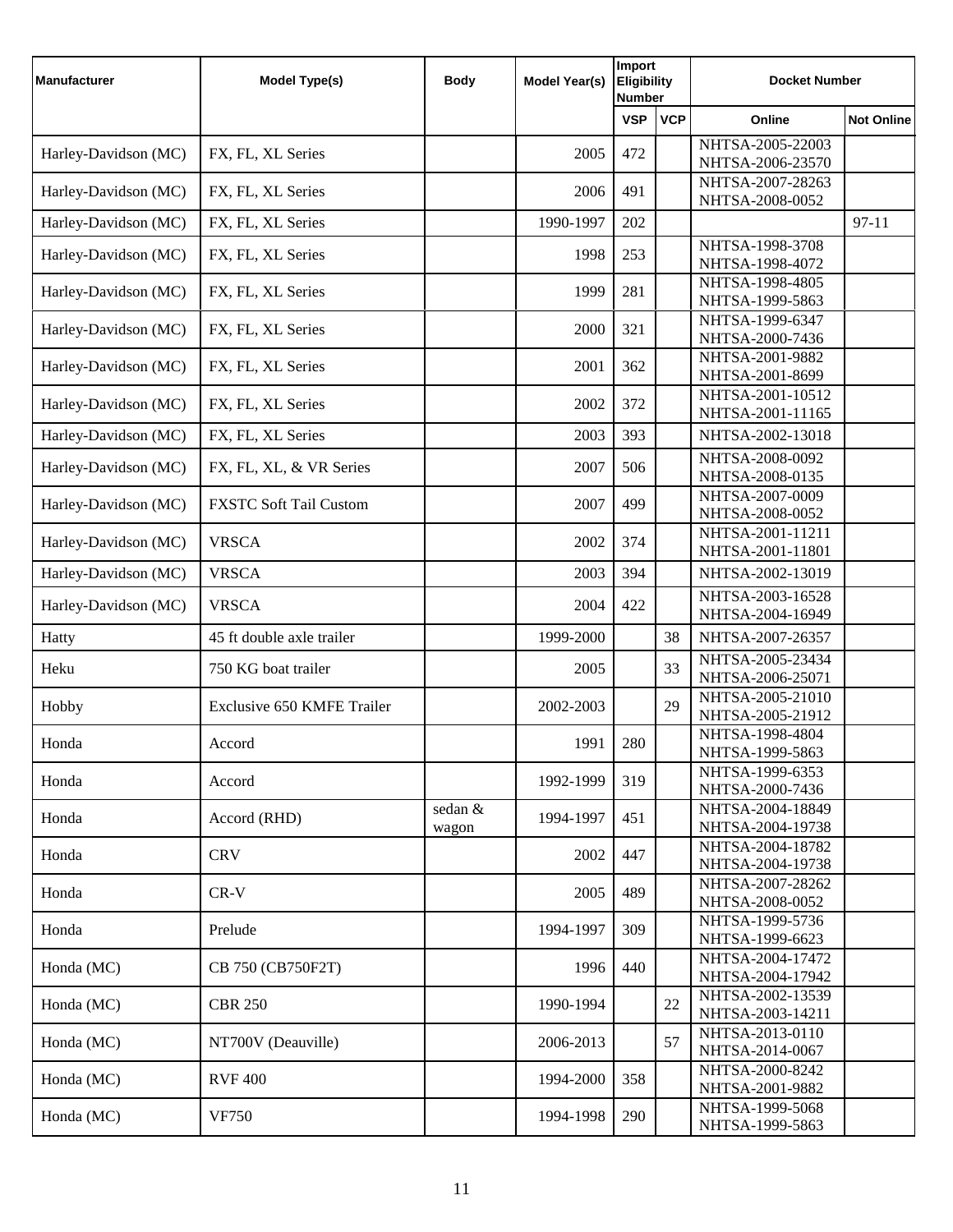| Manufacturer | Model Type(s) | Body | Model Year(s) | Import Eligibility Number | | Docket Number | |
|---|---|---|---|---|---|---|---|
| | | | | VSP | VCP | Online | Not Online |
| Harley-Davidson (MC) | FX, FL, XL Series | | 2005 | 472 | | NHTSA-2005-22003 NHTSA-2006-23570 | |
| Harley-Davidson (MC) | FX, FL, XL Series | | 2006 | 491 | | NHTSA-2007-28263 NHTSA-2008-0052 | |
| Harley-Davidson (MC) | FX, FL, XL Series | | 1990-1997 | 202 | | | 97-11 |
| Harley-Davidson (MC) | FX, FL, XL Series | | 1998 | 253 | | NHTSA-1998-3708 NHTSA-1998-4072 | |
| Harley-Davidson (MC) | FX, FL, XL Series | | 1999 | 281 | | NHTSA-1998-4805 NHTSA-1999-5863 | |
| Harley-Davidson (MC) | FX, FL, XL Series | | 2000 | 321 | | NHTSA-1999-6347 NHTSA-2000-7436 | |
| Harley-Davidson (MC) | FX, FL, XL Series | | 2001 | 362 | | NHTSA-2001-9882 NHTSA-2001-8699 | |
| Harley-Davidson (MC) | FX, FL, XL Series | | 2002 | 372 | | NHTSA-2001-10512 NHTSA-2001-11165 | |
| Harley-Davidson (MC) | FX, FL, XL Series | | 2003 | 393 | | NHTSA-2002-13018 | |
| Harley-Davidson (MC) | FX, FL, XL, & VR Series | | 2007 | 506 | | NHTSA-2008-0092 NHTSA-2008-0135 | |
| Harley-Davidson (MC) | FXSTC Soft Tail Custom | | 2007 | 499 | | NHTSA-2007-0009 NHTSA-2008-0052 | |
| Harley-Davidson (MC) | VRSCA | | 2002 | 374 | | NHTSA-2001-11211 NHTSA-2001-11801 | |
| Harley-Davidson (MC) | VRSCA | | 2003 | 394 | | NHTSA-2002-13019 | |
| Harley-Davidson (MC) | VRSCA | | 2004 | 422 | | NHTSA-2003-16528 NHTSA-2004-16949 | |
| Hatty | 45 ft double axle trailer | | 1999-2000 | | 38 | NHTSA-2007-26357 | |
| Heku | 750 KG boat trailer | | 2005 | | 33 | NHTSA-2005-23434 NHTSA-2006-25071 | |
| Hobby | Exclusive 650 KMFE Trailer | | 2002-2003 | | 29 | NHTSA-2005-21010 NHTSA-2005-21912 | |
| Honda | Accord | | 1991 | 280 | | NHTSA-1998-4804 NHTSA-1999-5863 | |
| Honda | Accord | | 1992-1999 | 319 | | NHTSA-1999-6353 NHTSA-2000-7436 | |
| Honda | Accord (RHD) | sedan & wagon | 1994-1997 | 451 | | NHTSA-2004-18849 NHTSA-2004-19738 | |
| Honda | CRV | | 2002 | 447 | | NHTSA-2004-18782 NHTSA-2004-19738 | |
| Honda | CR-V | | 2005 | 489 | | NHTSA-2007-28262 NHTSA-2008-0052 | |
| Honda | Prelude | | 1994-1997 | 309 | | NHTSA-1999-5736 NHTSA-1999-6623 | |
| Honda (MC) | CB 750 (CB750F2T) | | 1996 | 440 | | NHTSA-2004-17472 NHTSA-2004-17942 | |
| Honda (MC) | CBR 250 | | 1990-1994 | | 22 | NHTSA-2002-13539 NHTSA-2003-14211 | |
| Honda (MC) | NT700V (Deauville) | | 2006-2013 | | 57 | NHTSA-2013-0110 NHTSA-2014-0067 | |
| Honda (MC) | RVF 400 | | 1994-2000 | 358 | | NHTSA-2000-8242 NHTSA-2001-9882 | |
| Honda (MC) | VF750 | | 1994-1998 | 290 | | NHTSA-1999-5068 NHTSA-1999-5863 | |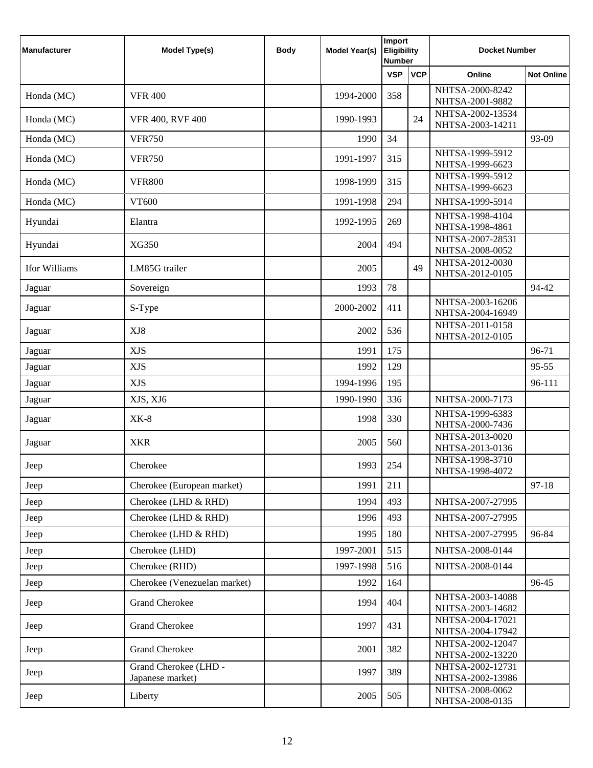| Manufacturer | Model Type(s) | Body | Model Year(s) | Import Eligibility Number | | Docket Number | |
|---|---|---|---|---|---|---|---|
| | | | | VSP | VCP | Online | Not Online |
| Honda (MC) | VFR 400 | | 1994-2000 | 358 | | NHTSA-2000-8242 NHTSA-2001-9882 | |
| Honda (MC) | VFR 400, RVF 400 | | 1990-1993 | | 24 | NHTSA-2002-13534 NHTSA-2003-14211 | |
| Honda (MC) | VFR750 | | 1990 | 34 | | | 93-09 |
| Honda (MC) | VFR750 | | 1991-1997 | 315 | | NHTSA-1999-5912 NHTSA-1999-6623 | |
| Honda (MC) | VFR800 | | 1998-1999 | 315 | | NHTSA-1999-5912 NHTSA-1999-6623 | |
| Honda (MC) | VT600 | | 1991-1998 | 294 | | NHTSA-1999-5914 | |
| Hyundai | Elantra | | 1992-1995 | 269 | | NHTSA-1998-4104 NHTSA-1998-4861 | |
| Hyundai | XG350 | | 2004 | 494 | | NHTSA-2007-28531 NHTSA-2008-0052 | |
| Ifor Williams | LM85G trailer | | 2005 | | 49 | NHTSA-2012-0030 NHTSA-2012-0105 | |
| Jaguar | Sovereign | | 1993 | 78 | | | 94-42 |
| Jaguar | S-Type | | 2000-2002 | 411 | | NHTSA-2003-16206 NHTSA-2004-16949 | |
| Jaguar | XJ8 | | 2002 | 536 | | NHTSA-2011-0158 NHTSA-2012-0105 | |
| Jaguar | XJS | | 1991 | 175 | | | 96-71 |
| Jaguar | XJS | | 1992 | 129 | | | 95-55 |
| Jaguar | XJS | | 1994-1996 | 195 | | | 96-111 |
| Jaguar | XJS, XJ6 | | 1990-1990 | 336 | | NHTSA-2000-7173 | |
| Jaguar | XK-8 | | 1998 | 330 | | NHTSA-1999-6383 NHTSA-2000-7436 | |
| Jaguar | XKR | | 2005 | 560 | | NHTSA-2013-0020 NHTSA-2013-0136 | |
| Jeep | Cherokee | | 1993 | 254 | | NHTSA-1998-3710 NHTSA-1998-4072 | |
| Jeep | Cherokee (European market) | | 1991 | 211 | | | 97-18 |
| Jeep | Cherokee (LHD & RHD) | | 1994 | 493 | | NHTSA-2007-27995 | |
| Jeep | Cherokee (LHD & RHD) | | 1996 | 493 | | NHTSA-2007-27995 | |
| Jeep | Cherokee (LHD & RHD) | | 1995 | 180 | | NHTSA-2007-27995 | 96-84 |
| Jeep | Cherokee (LHD) | | 1997-2001 | 515 | | NHTSA-2008-0144 | |
| Jeep | Cherokee (RHD) | | 1997-1998 | 516 | | NHTSA-2008-0144 | |
| Jeep | Cherokee (Venezuelan market) | | 1992 | 164 | | | 96-45 |
| Jeep | Grand Cherokee | | 1994 | 404 | | NHTSA-2003-14088 NHTSA-2003-14682 | |
| Jeep | Grand Cherokee | | 1997 | 431 | | NHTSA-2004-17021 NHTSA-2004-17942 | |
| Jeep | Grand Cherokee | | 2001 | 382 | | NHTSA-2002-12047 NHTSA-2002-13220 | |
| Jeep | Grand Cherokee (LHD - Japanese market) | | 1997 | 389 | | NHTSA-2002-12731 NHTSA-2002-13986 | |
| Jeep | Liberty | | 2005 | 505 | | NHTSA-2008-0062 NHTSA-2008-0135 | |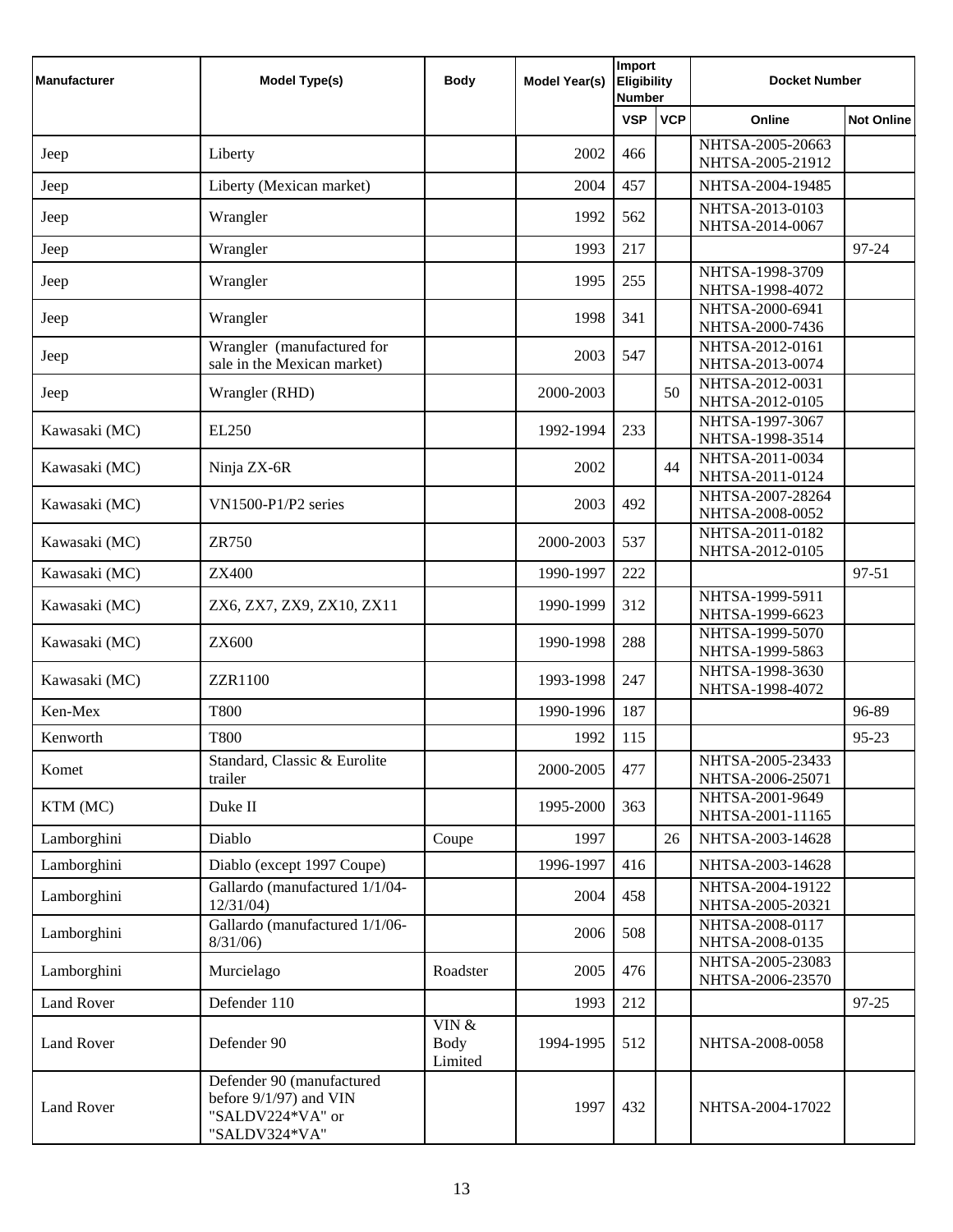| Manufacturer | Model Type(s) | Body | Model Year(s) | Import Eligibility Number | | Docket Number | |
|---|---|---|---|---|---|---|---|
| | | | | VSP | VCP | Online | Not Online |
| Jeep | Liberty | | 2002 | 466 | | NHTSA-2005-20663 NHTSA-2005-21912 | |
| Jeep | Liberty (Mexican market) | | 2004 | 457 | | NHTSA-2004-19485 | |
| Jeep | Wrangler | | 1992 | 562 | | NHTSA-2013-0103 NHTSA-2014-0067 | |
| Jeep | Wrangler | | 1993 | 217 | | | 97-24 |
| Jeep | Wrangler | | 1995 | 255 | | NHTSA-1998-3709 NHTSA-1998-4072 | |
| Jeep | Wrangler | | 1998 | 341 | | NHTSA-2000-6941 NHTSA-2000-7436 | |
| Jeep | Wrangler (manufactured for sale in the Mexican market) | | 2003 | 547 | | NHTSA-2012-0161 NHTSA-2013-0074 | |
| Jeep | Wrangler (RHD) | | 2000-2003 | | 50 | NHTSA-2012-0031 NHTSA-2012-0105 | |
| Kawasaki (MC) | EL250 | | 1992-1994 | 233 | | NHTSA-1997-3067 NHTSA-1998-3514 | |
| Kawasaki (MC) | Ninja ZX-6R | | 2002 | | 44 | NHTSA-2011-0034 NHTSA-2011-0124 | |
| Kawasaki (MC) | VN1500-P1/P2 series | | 2003 | 492 | | NHTSA-2007-28264 NHTSA-2008-0052 | |
| Kawasaki (MC) | ZR750 | | 2000-2003 | 537 | | NHTSA-2011-0182 NHTSA-2012-0105 | |
| Kawasaki (MC) | ZX400 | | 1990-1997 | 222 | | | 97-51 |
| Kawasaki (MC) | ZX6, ZX7, ZX9, ZX10, ZX11 | | 1990-1999 | 312 | | NHTSA-1999-5911 NHTSA-1999-6623 | |
| Kawasaki (MC) | ZX600 | | 1990-1998 | 288 | | NHTSA-1999-5070 NHTSA-1999-5863 | |
| Kawasaki (MC) | ZZR1100 | | 1993-1998 | 247 | | NHTSA-1998-3630 NHTSA-1998-4072 | |
| Ken-Mex | T800 | | 1990-1996 | 187 | | | 96-89 |
| Kenworth | T800 | | 1992 | 115 | | | 95-23 |
| Komet | Standard, Classic & Eurolite trailer | | 2000-2005 | 477 | | NHTSA-2005-23433 NHTSA-2006-25071 | |
| KTM (MC) | Duke II | | 1995-2000 | 363 | | NHTSA-2001-9649 NHTSA-2001-11165 | |
| Lamborghini | Diablo | Coupe | 1997 | | 26 | NHTSA-2003-14628 | |
| Lamborghini | Diablo (except 1997 Coupe) | | 1996-1997 | 416 | | NHTSA-2003-14628 | |
| Lamborghini | Gallardo (manufactured 1/1/04-12/31/04) | | 2004 | 458 | | NHTSA-2004-19122 NHTSA-2005-20321 | |
| Lamborghini | Gallardo (manufactured 1/1/06-8/31/06) | | 2006 | 508 | | NHTSA-2008-0117 NHTSA-2008-0135 | |
| Lamborghini | Murcielago | Roadster | 2005 | 476 | | NHTSA-2005-23083 NHTSA-2006-23570 | |
| Land Rover | Defender 110 | | 1993 | 212 | | | 97-25 |
| Land Rover | Defender 90 | VIN & Body Limited | 1994-1995 | 512 | | NHTSA-2008-0058 | |
| Land Rover | Defender 90 (manufactured before 9/1/97) and VIN "SALDV224*VA" or "SALDV324*VA" | | 1997 | 432 | | NHTSA-2004-17022 | |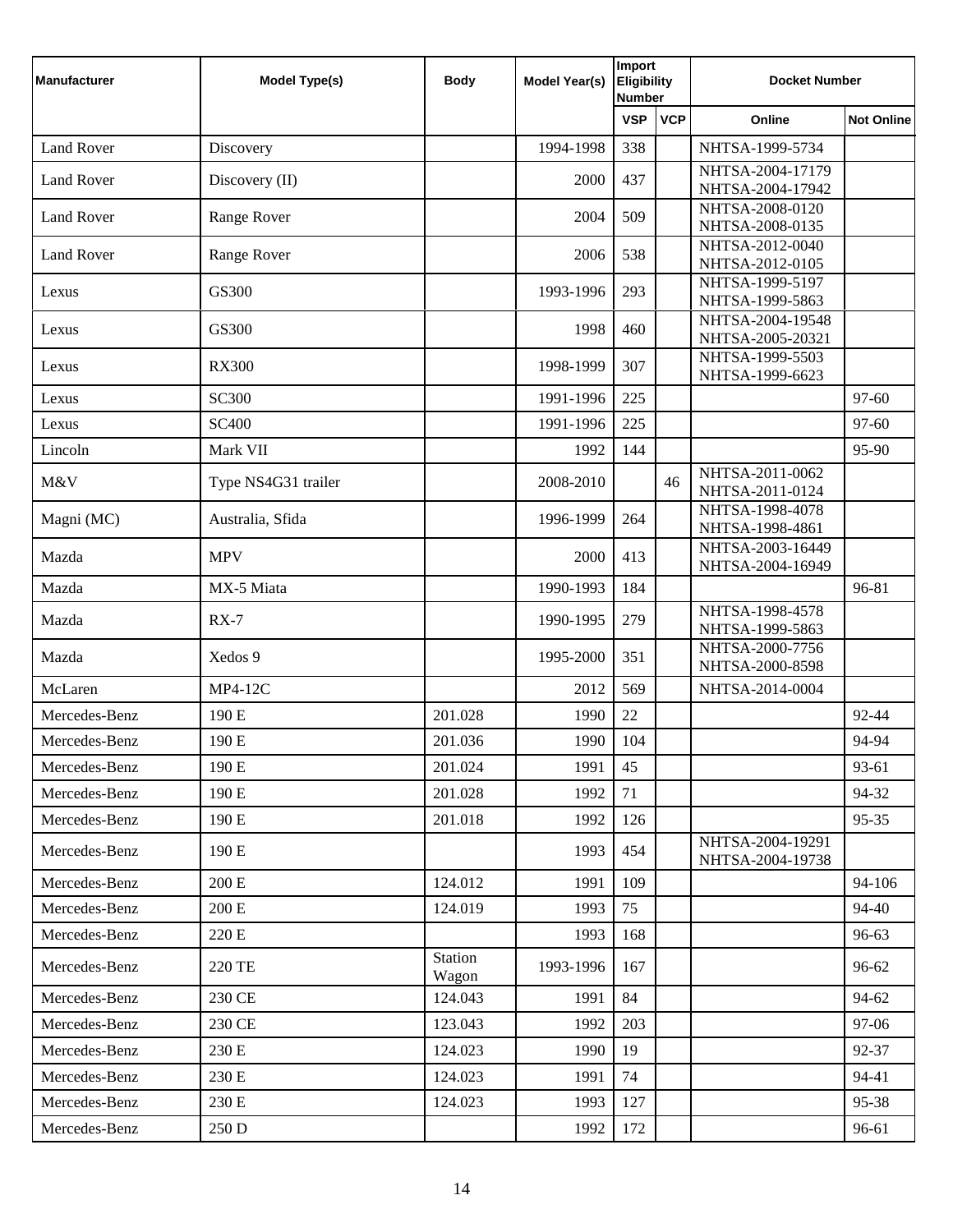| Manufacturer | Model Type(s) | Body | Model Year(s) | Import Eligibility Number | | Docket Number | |
|---|---|---|---|---|---|---|---|
| | | | | VSP | VCP | Online | Not Online |
| Land Rover | Discovery | | 1994-1998 | 338 | | NHTSA-1999-5734 | |
| Land Rover | Discovery (II) | | 2000 | 437 | | NHTSA-2004-17179 NHTSA-2004-17942 | |
| Land Rover | Range Rover | | 2004 | 509 | | NHTSA-2008-0120 NHTSA-2008-0135 | |
| Land Rover | Range Rover | | 2006 | 538 | | NHTSA-2012-0040 NHTSA-2012-0105 | |
| Lexus | GS300 | | 1993-1996 | 293 | | NHTSA-1999-5197 NHTSA-1999-5863 | |
| Lexus | GS300 | | 1998 | 460 | | NHTSA-2004-19548 NHTSA-2005-20321 | |
| Lexus | RX300 | | 1998-1999 | 307 | | NHTSA-1999-5503 NHTSA-1999-6623 | |
| Lexus | SC300 | | 1991-1996 | 225 | | | 97-60 |
| Lexus | SC400 | | 1991-1996 | 225 | | | 97-60 |
| Lincoln | Mark VII | | 1992 | 144 | | | 95-90 |
| M&V | Type NS4G31 trailer | | 2008-2010 | | 46 | NHTSA-2011-0062 NHTSA-2011-0124 | |
| Magni (MC) | Australia, Sfida | | 1996-1999 | 264 | | NHTSA-1998-4078 NHTSA-1998-4861 | |
| Mazda | MPV | | 2000 | 413 | | NHTSA-2003-16449 NHTSA-2004-16949 | |
| Mazda | MX-5 Miata | | 1990-1993 | 184 | | | 96-81 |
| Mazda | RX-7 | | 1990-1995 | 279 | | NHTSA-1998-4578 NHTSA-1999-5863 | |
| Mazda | Xedos 9 | | 1995-2000 | 351 | | NHTSA-2000-7756 NHTSA-2000-8598 | |
| McLaren | MP4-12C | | 2012 | 569 | | NHTSA-2014-0004 | |
| Mercedes-Benz | 190 E | 201.028 | 1990 | 22 | | | 92-44 |
| Mercedes-Benz | 190 E | 201.036 | 1990 | 104 | | | 94-94 |
| Mercedes-Benz | 190 E | 201.024 | 1991 | 45 | | | 93-61 |
| Mercedes-Benz | 190 E | 201.028 | 1992 | 71 | | | 94-32 |
| Mercedes-Benz | 190 E | 201.018 | 1992 | 126 | | | 95-35 |
| Mercedes-Benz | 190 E | | 1993 | 454 | | NHTSA-2004-19291 NHTSA-2004-19738 | |
| Mercedes-Benz | 200 E | 124.012 | 1991 | 109 | | | 94-106 |
| Mercedes-Benz | 200 E | 124.019 | 1993 | 75 | | | 94-40 |
| Mercedes-Benz | 220 E | | 1993 | 168 | | | 96-63 |
| Mercedes-Benz | 220 TE | Station Wagon | 1993-1996 | 167 | | | 96-62 |
| Mercedes-Benz | 230 CE | 124.043 | 1991 | 84 | | | 94-62 |
| Mercedes-Benz | 230 CE | 123.043 | 1992 | 203 | | | 97-06 |
| Mercedes-Benz | 230 E | 124.023 | 1990 | 19 | | | 92-37 |
| Mercedes-Benz | 230 E | 124.023 | 1991 | 74 | | | 94-41 |
| Mercedes-Benz | 230 E | 124.023 | 1993 | 127 | | | 95-38 |
| Mercedes-Benz | 250 D | | 1992 | 172 | | | 96-61 |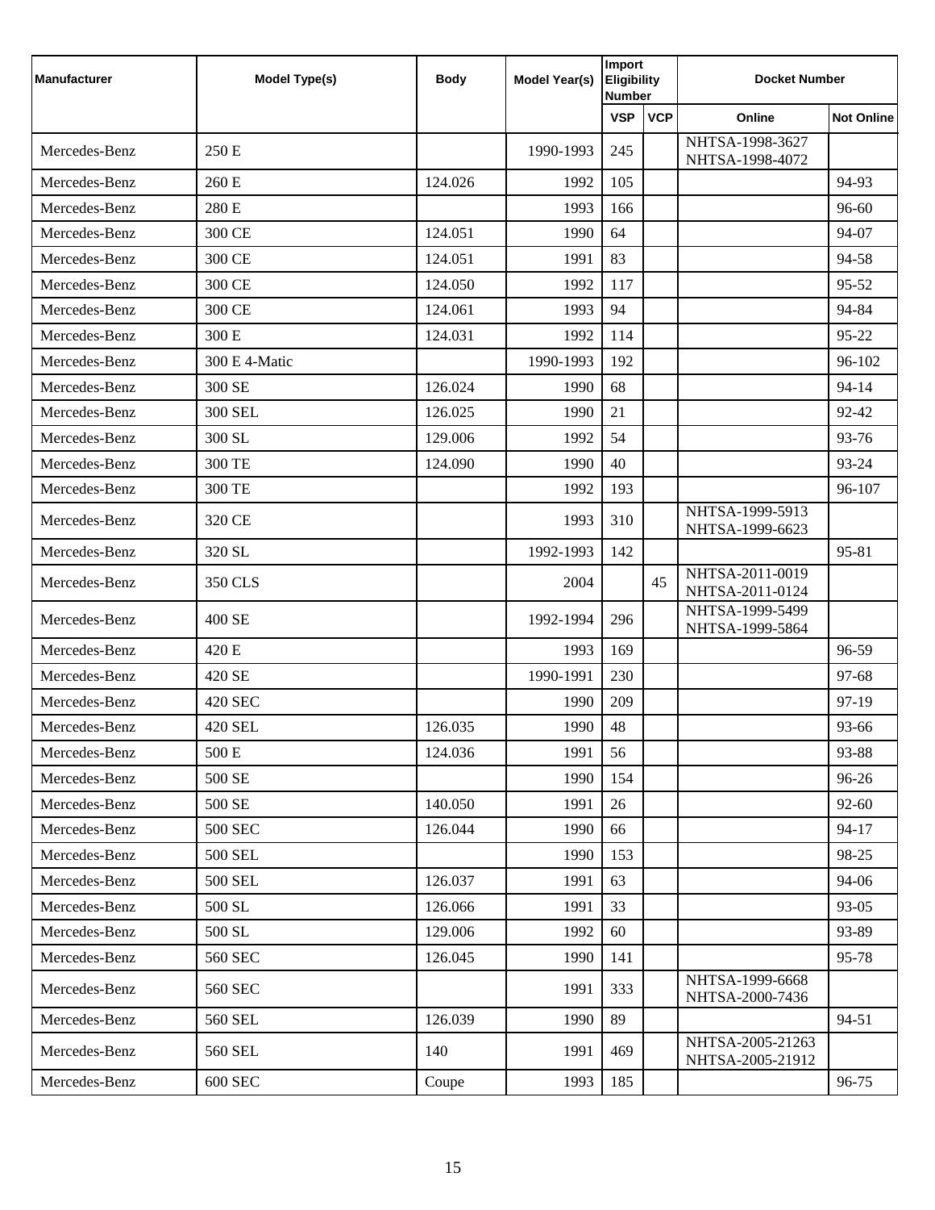| Manufacturer | Model Type(s) | Body | Model Year(s) | Import Eligibility Number | | Docket Number | |
|---|---|---|---|---|---|---|---|
| | | | | VSP | VCP | Online | Not Online |
| Mercedes-Benz | 250 E | | 1990-1993 | 245 | | NHTSA-1998-3627 NHTSA-1998-4072 | |
| Mercedes-Benz | 260 E | 124.026 | 1992 | 105 | | | 94-93 |
| Mercedes-Benz | 280 E | | 1993 | 166 | | | 96-60 |
| Mercedes-Benz | 300 CE | 124.051 | 1990 | 64 | | | 94-07 |
| Mercedes-Benz | 300 CE | 124.051 | 1991 | 83 | | | 94-58 |
| Mercedes-Benz | 300 CE | 124.050 | 1992 | 117 | | | 95-52 |
| Mercedes-Benz | 300 CE | 124.061 | 1993 | 94 | | | 94-84 |
| Mercedes-Benz | 300 E | 124.031 | 1992 | 114 | | | 95-22 |
| Mercedes-Benz | 300 E 4-Matic | | 1990-1993 | 192 | | | 96-102 |
| Mercedes-Benz | 300 SE | 126.024 | 1990 | 68 | | | 94-14 |
| Mercedes-Benz | 300 SEL | 126.025 | 1990 | 21 | | | 92-42 |
| Mercedes-Benz | 300 SL | 129.006 | 1992 | 54 | | | 93-76 |
| Mercedes-Benz | 300 TE | 124.090 | 1990 | 40 | | | 93-24 |
| Mercedes-Benz | 300 TE | | 1992 | 193 | | | 96-107 |
| Mercedes-Benz | 320 CE | | 1993 | 310 | | NHTSA-1999-5913 NHTSA-1999-6623 | |
| Mercedes-Benz | 320 SL | | 1992-1993 | 142 | | | 95-81 |
| Mercedes-Benz | 350 CLS | | 2004 | | 45 | NHTSA-2011-0019 NHTSA-2011-0124 | |
| Mercedes-Benz | 400 SE | | 1992-1994 | 296 | | NHTSA-1999-5499 NHTSA-1999-5864 | |
| Mercedes-Benz | 420 E | | 1993 | 169 | | | 96-59 |
| Mercedes-Benz | 420 SE | | 1990-1991 | 230 | | | 97-68 |
| Mercedes-Benz | 420 SEC | | 1990 | 209 | | | 97-19 |
| Mercedes-Benz | 420 SEL | 126.035 | 1990 | 48 | | | 93-66 |
| Mercedes-Benz | 500 E | 124.036 | 1991 | 56 | | | 93-88 |
| Mercedes-Benz | 500 SE | | 1990 | 154 | | | 96-26 |
| Mercedes-Benz | 500 SE | 140.050 | 1991 | 26 | | | 92-60 |
| Mercedes-Benz | 500 SEC | 126.044 | 1990 | 66 | | | 94-17 |
| Mercedes-Benz | 500 SEL | | 1990 | 153 | | | 98-25 |
| Mercedes-Benz | 500 SEL | 126.037 | 1991 | 63 | | | 94-06 |
| Mercedes-Benz | 500 SL | 126.066 | 1991 | 33 | | | 93-05 |
| Mercedes-Benz | 500 SL | 129.006 | 1992 | 60 | | | 93-89 |
| Mercedes-Benz | 560 SEC | 126.045 | 1990 | 141 | | | 95-78 |
| Mercedes-Benz | 560 SEC | | 1991 | 333 | | NHTSA-1999-6668 NHTSA-2000-7436 | |
| Mercedes-Benz | 560 SEL | 126.039 | 1990 | 89 | | | 94-51 |
| Mercedes-Benz | 560 SEL | 140 | 1991 | 469 | | NHTSA-2005-21263 NHTSA-2005-21912 | |
| Mercedes-Benz | 600 SEC | Coupe | 1993 | 185 | | | 96-75 |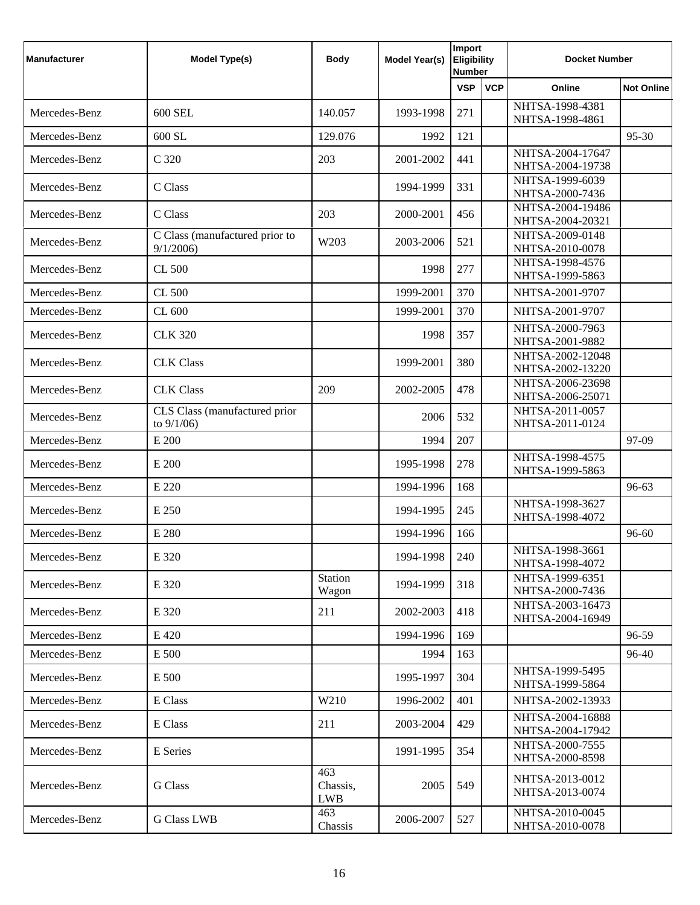| Manufacturer | Model Type(s) | Body | Model Year(s) | Import Eligibility Number | | Docket Number | |
|---|---|---|---|---|---|---|---|
| | | | | VSP | VCP | Online | Not Online |
| Mercedes-Benz | 600 SEL | 140.057 | 1993-1998 | 271 | | NHTSA-1998-4381 NHTSA-1998-4861 | |
| Mercedes-Benz | 600 SL | 129.076 | 1992 | 121 | | | 95-30 |
| Mercedes-Benz | C 320 | 203 | 2001-2002 | 441 | | NHTSA-2004-17647 NHTSA-2004-19738 | |
| Mercedes-Benz | C Class | | 1994-1999 | 331 | | NHTSA-1999-6039 NHTSA-2000-7436 | |
| Mercedes-Benz | C Class | 203 | 2000-2001 | 456 | | NHTSA-2004-19486 NHTSA-2004-20321 | |
| Mercedes-Benz | C Class (manufactured prior to 9/1/2006) | W203 | 2003-2006 | 521 | | NHTSA-2009-0148 NHTSA-2010-0078 | |
| Mercedes-Benz | CL 500 | | 1998 | 277 | | NHTSA-1998-4576 NHTSA-1999-5863 | |
| Mercedes-Benz | CL 500 | | 1999-2001 | 370 | | NHTSA-2001-9707 | |
| Mercedes-Benz | CL 600 | | 1999-2001 | 370 | | NHTSA-2001-9707 | |
| Mercedes-Benz | CLK 320 | | 1998 | 357 | | NHTSA-2000-7963 NHTSA-2001-9882 | |
| Mercedes-Benz | CLK Class | | 1999-2001 | 380 | | NHTSA-2002-12048 NHTSA-2002-13220 | |
| Mercedes-Benz | CLK Class | 209 | 2002-2005 | 478 | | NHTSA-2006-23698 NHTSA-2006-25071 | |
| Mercedes-Benz | CLS Class (manufactured prior to 9/1/06) | | 2006 | 532 | | NHTSA-2011-0057 NHTSA-2011-0124 | |
| Mercedes-Benz | E 200 | | 1994 | 207 | | | 97-09 |
| Mercedes-Benz | E 200 | | 1995-1998 | 278 | | NHTSA-1998-4575 NHTSA-1999-5863 | |
| Mercedes-Benz | E 220 | | 1994-1996 | 168 | | | 96-63 |
| Mercedes-Benz | E 250 | | 1994-1995 | 245 | | NHTSA-1998-3627 NHTSA-1998-4072 | |
| Mercedes-Benz | E 280 | | 1994-1996 | 166 | | | 96-60 |
| Mercedes-Benz | E 320 | | 1994-1998 | 240 | | NHTSA-1998-3661 NHTSA-1998-4072 | |
| Mercedes-Benz | E 320 | Station Wagon | 1994-1999 | 318 | | NHTSA-1999-6351 NHTSA-2000-7436 | |
| Mercedes-Benz | E 320 | 211 | 2002-2003 | 418 | | NHTSA-2003-16473 NHTSA-2004-16949 | |
| Mercedes-Benz | E 420 | | 1994-1996 | 169 | | | 96-59 |
| Mercedes-Benz | E 500 | | 1994 | 163 | | | 96-40 |
| Mercedes-Benz | E 500 | | 1995-1997 | 304 | | NHTSA-1999-5495 NHTSA-1999-5864 | |
| Mercedes-Benz | E Class | W210 | 1996-2002 | 401 | | NHTSA-2002-13933 | |
| Mercedes-Benz | E Class | 211 | 2003-2004 | 429 | | NHTSA-2004-16888 NHTSA-2004-17942 | |
| Mercedes-Benz | E Series | | 1991-1995 | 354 | | NHTSA-2000-7555 NHTSA-2000-8598 | |
| Mercedes-Benz | G Class | 463 Chassis, LWB | 2005 | 549 | | NHTSA-2013-0012 NHTSA-2013-0074 | |
| Mercedes-Benz | G Class LWB | 463 Chassis | 2006-2007 | 527 | | NHTSA-2010-0045 NHTSA-2010-0078 | |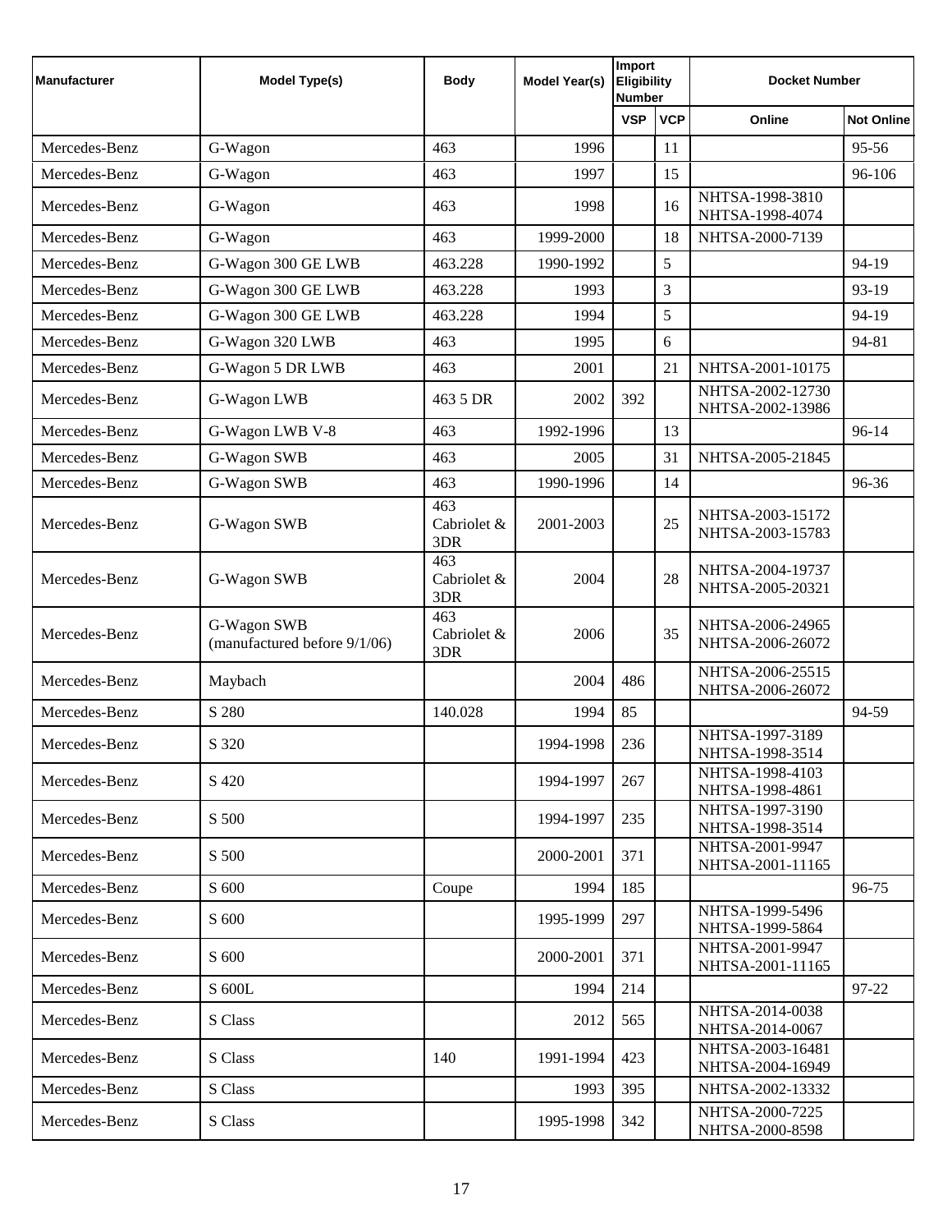| Manufacturer | Model Type(s) | Body | Model Year(s) | Import Eligibility Number | | Docket Number | |
|---|---|---|---|---|---|---|---|
| | | | | VSP | VCP | Online | Not Online |
| Mercedes-Benz | G-Wagon | 463 | 1996 | | 11 | | 95-56 |
| Mercedes-Benz | G-Wagon | 463 | 1997 | | 15 | | 96-106 |
| Mercedes-Benz | G-Wagon | 463 | 1998 | | 16 | NHTSA-1998-3810 NHTSA-1998-4074 | |
| Mercedes-Benz | G-Wagon | 463 | 1999-2000 | | 18 | NHTSA-2000-7139 | |
| Mercedes-Benz | G-Wagon 300 GE LWB | 463.228 | 1990-1992 | | 5 | | 94-19 |
| Mercedes-Benz | G-Wagon 300 GE LWB | 463.228 | 1993 | | 3 | | 93-19 |
| Mercedes-Benz | G-Wagon 300 GE LWB | 463.228 | 1994 | | 5 | | 94-19 |
| Mercedes-Benz | G-Wagon 320 LWB | 463 | 1995 | | 6 | | 94-81 |
| Mercedes-Benz | G-Wagon 5 DR LWB | 463 | 2001 | | 21 | NHTSA-2001-10175 | |
| Mercedes-Benz | G-Wagon LWB | 463 5 DR | 2002 | 392 | | NHTSA-2002-12730 NHTSA-2002-13986 | |
| Mercedes-Benz | G-Wagon LWB V-8 | 463 | 1992-1996 | | 13 | | 96-14 |
| Mercedes-Benz | G-Wagon SWB | 463 | 2005 | | 31 | NHTSA-2005-21845 | |
| Mercedes-Benz | G-Wagon SWB | 463 | 1990-1996 | | 14 | | 96-36 |
| Mercedes-Benz | G-Wagon SWB | 463 Cabriolet & 3DR | 2001-2003 | | 25 | NHTSA-2003-15172 NHTSA-2003-15783 | |
| Mercedes-Benz | G-Wagon SWB | 463 Cabriolet & 3DR | 2004 | | 28 | NHTSA-2004-19737 NHTSA-2005-20321 | |
| Mercedes-Benz | G-Wagon SWB (manufactured before 9/1/06) | 463 Cabriolet & 3DR | 2006 | | 35 | NHTSA-2006-24965 NHTSA-2006-26072 | |
| Mercedes-Benz | Maybach | | 2004 | 486 | | NHTSA-2006-25515 NHTSA-2006-26072 | |
| Mercedes-Benz | S 280 | 140.028 | 1994 | 85 | | | 94-59 |
| Mercedes-Benz | S 320 | | 1994-1998 | 236 | | NHTSA-1997-3189 NHTSA-1998-3514 | |
| Mercedes-Benz | S 420 | | 1994-1997 | 267 | | NHTSA-1998-4103 NHTSA-1998-4861 | |
| Mercedes-Benz | S 500 | | 1994-1997 | 235 | | NHTSA-1997-3190 NHTSA-1998-3514 | |
| Mercedes-Benz | S 500 | | 2000-2001 | 371 | | NHTSA-2001-9947 NHTSA-2001-11165 | |
| Mercedes-Benz | S 600 | Coupe | 1994 | 185 | | | 96-75 |
| Mercedes-Benz | S 600 | | 1995-1999 | 297 | | NHTSA-1999-5496 NHTSA-1999-5864 | |
| Mercedes-Benz | S 600 | | 2000-2001 | 371 | | NHTSA-2001-9947 NHTSA-2001-11165 | |
| Mercedes-Benz | S 600L | | 1994 | 214 | | | 97-22 |
| Mercedes-Benz | S Class | | 2012 | 565 | | NHTSA-2014-0038 NHTSA-2014-0067 | |
| Mercedes-Benz | S Class | 140 | 1991-1994 | 423 | | NHTSA-2003-16481 NHTSA-2004-16949 | |
| Mercedes-Benz | S Class | | 1993 | 395 | | NHTSA-2002-13332 | |
| Mercedes-Benz | S Class | | 1995-1998 | 342 | | NHTSA-2000-7225 NHTSA-2000-8598 | |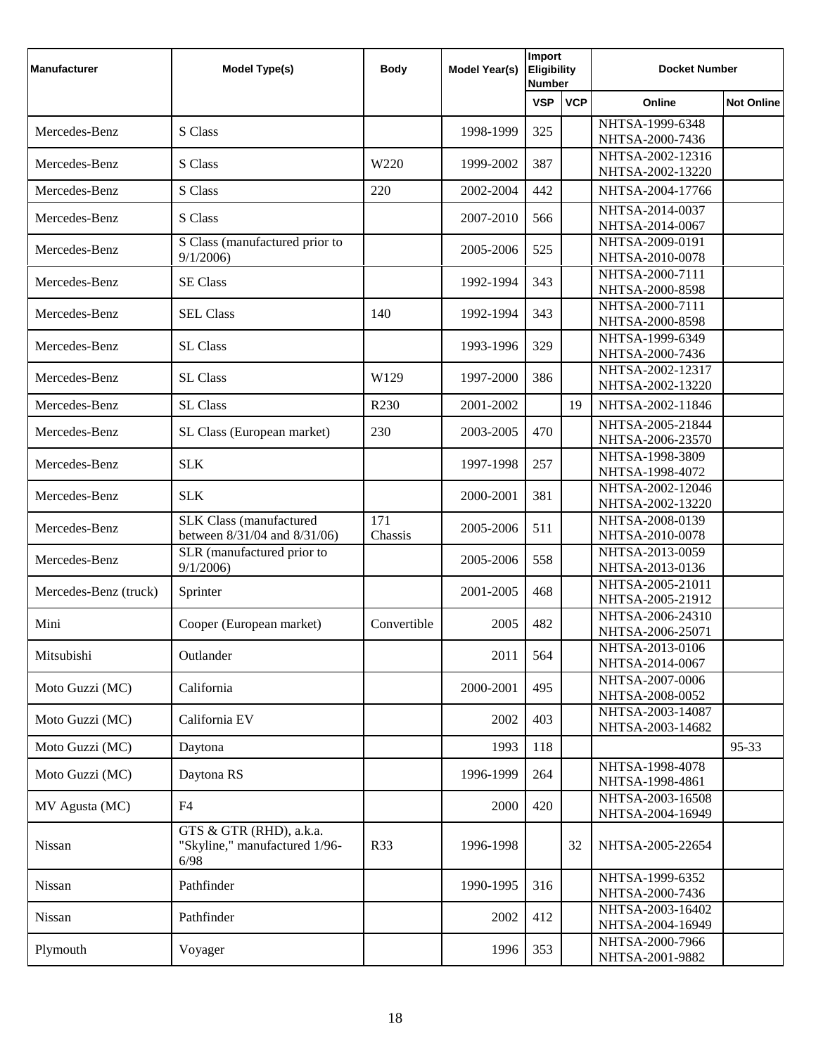| Manufacturer | Model Type(s) | Body | Model Year(s) | Import Eligibility Number | | Docket Number | |
|---|---|---|---|---|---|---|---|
| | | | | VSP | VCP | Online | Not Online |
| Mercedes-Benz | S Class | | 1998-1999 | 325 | | NHTSA-1999-6348 NHTSA-2000-7436 | |
| Mercedes-Benz | S Class | W220 | 1999-2002 | 387 | | NHTSA-2002-12316 NHTSA-2002-13220 | |
| Mercedes-Benz | S Class | 220 | 2002-2004 | 442 | | NHTSA-2004-17766 | |
| Mercedes-Benz | S Class | | 2007-2010 | 566 | | NHTSA-2014-0037 NHTSA-2014-0067 | |
| Mercedes-Benz | S Class (manufactured prior to 9/1/2006) | | 2005-2006 | 525 | | NHTSA-2009-0191 NHTSA-2010-0078 | |
| Mercedes-Benz | SE Class | | 1992-1994 | 343 | | NHTSA-2000-7111 NHTSA-2000-8598 | |
| Mercedes-Benz | SEL Class | 140 | 1992-1994 | 343 | | NHTSA-2000-7111 NHTSA-2000-8598 | |
| Mercedes-Benz | SL Class | | 1993-1996 | 329 | | NHTSA-1999-6349 NHTSA-2000-7436 | |
| Mercedes-Benz | SL Class | W129 | 1997-2000 | 386 | | NHTSA-2002-12317 NHTSA-2002-13220 | |
| Mercedes-Benz | SL Class | R230 | 2001-2002 | | 19 | NHTSA-2002-11846 | |
| Mercedes-Benz | SL Class (European market) | 230 | 2003-2005 | 470 | | NHTSA-2005-21844 NHTSA-2006-23570 | |
| Mercedes-Benz | SLK | | 1997-1998 | 257 | | NHTSA-1998-3809 NHTSA-1998-4072 | |
| Mercedes-Benz | SLK | | 2000-2001 | 381 | | NHTSA-2002-12046 NHTSA-2002-13220 | |
| Mercedes-Benz | SLK Class (manufactured between 8/31/04 and 8/31/06) | 171 Chassis | 2005-2006 | 511 | | NHTSA-2008-0139 NHTSA-2010-0078 | |
| Mercedes-Benz | SLR (manufactured prior to 9/1/2006) | | 2005-2006 | 558 | | NHTSA-2013-0059 NHTSA-2013-0136 | |
| Mercedes-Benz (truck) | Sprinter | | 2001-2005 | 468 | | NHTSA-2005-21011 NHTSA-2005-21912 | |
| Mini | Cooper (European market) | Convertible | 2005 | 482 | | NHTSA-2006-24310 NHTSA-2006-25071 | |
| Mitsubishi | Outlander | | 2011 | 564 | | NHTSA-2013-0106 NHTSA-2014-0067 | |
| Moto Guzzi (MC) | California | | 2000-2001 | 495 | | NHTSA-2007-0006 NHTSA-2008-0052 | |
| Moto Guzzi (MC) | California EV | | 2002 | 403 | | NHTSA-2003-14087 NHTSA-2003-14682 | |
| Moto Guzzi (MC) | Daytona | | 1993 | 118 | | | 95-33 |
| Moto Guzzi (MC) | Daytona RS | | 1996-1999 | 264 | | NHTSA-1998-4078 NHTSA-1998-4861 | |
| MV Agusta (MC) | F4 | | 2000 | 420 | | NHTSA-2003-16508 NHTSA-2004-16949 | |
| Nissan | GTS & GTR (RHD), a.k.a. "Skyline," manufactured 1/96-6/98 | R33 | 1996-1998 | | 32 | NHTSA-2005-22654 | |
| Nissan | Pathfinder | | 1990-1995 | 316 | | NHTSA-1999-6352 NHTSA-2000-7436 | |
| Nissan | Pathfinder | | 2002 | 412 | | NHTSA-2003-16402 NHTSA-2004-16949 | |
| Plymouth | Voyager | | 1996 | 353 | | NHTSA-2000-7966 NHTSA-2001-9882 | |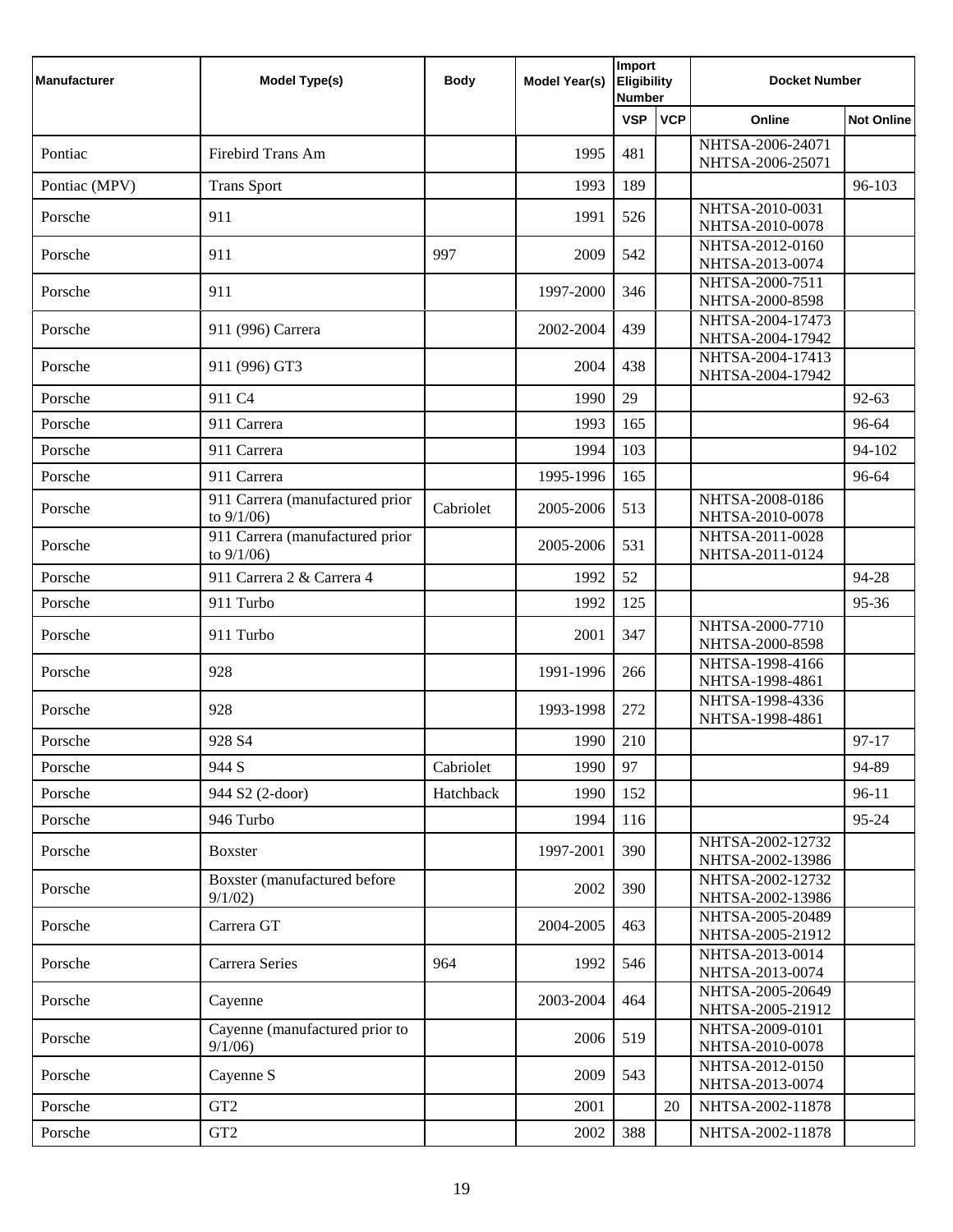| Manufacturer | Model Type(s) | Body | Model Year(s) | Import Eligibility Number | | Docket Number | |
|---|---|---|---|---|---|---|---|
| | | | | VSP | VCP | Online | Not Online |
| Pontiac | Firebird Trans Am | | 1995 | 481 | | NHTSA-2006-24071 NHTSA-2006-25071 | |
| Pontiac (MPV) | Trans Sport | | 1993 | 189 | | | 96-103 |
| Porsche | 911 | | 1991 | 526 | | NHTSA-2010-0031 NHTSA-2010-0078 | |
| Porsche | 911 | 997 | 2009 | 542 | | NHTSA-2012-0160 NHTSA-2013-0074 | |
| Porsche | 911 | | 1997-2000 | 346 | | NHTSA-2000-7511 NHTSA-2000-8598 | |
| Porsche | 911 (996) Carrera | | 2002-2004 | 439 | | NHTSA-2004-17473 NHTSA-2004-17942 | |
| Porsche | 911 (996) GT3 | | 2004 | 438 | | NHTSA-2004-17413 NHTSA-2004-17942 | |
| Porsche | 911 C4 | | 1990 | 29 | | | 92-63 |
| Porsche | 911 Carrera | | 1993 | 165 | | | 96-64 |
| Porsche | 911 Carrera | | 1994 | 103 | | | 94-102 |
| Porsche | 911 Carrera | | 1995-1996 | 165 | | | 96-64 |
| Porsche | 911 Carrera (manufactured prior to 9/1/06) | Cabriolet | 2005-2006 | 513 | | NHTSA-2008-0186 NHTSA-2010-0078 | |
| Porsche | 911 Carrera (manufactured prior to 9/1/06) | | 2005-2006 | 531 | | NHTSA-2011-0028 NHTSA-2011-0124 | |
| Porsche | 911 Carrera 2 & Carrera 4 | | 1992 | 52 | | | 94-28 |
| Porsche | 911 Turbo | | 1992 | 125 | | | 95-36 |
| Porsche | 911 Turbo | | 2001 | 347 | | NHTSA-2000-7710 NHTSA-2000-8598 | |
| Porsche | 928 | | 1991-1996 | 266 | | NHTSA-1998-4166 NHTSA-1998-4861 | |
| Porsche | 928 | | 1993-1998 | 272 | | NHTSA-1998-4336 NHTSA-1998-4861 | |
| Porsche | 928 S4 | | 1990 | 210 | | | 97-17 |
| Porsche | 944 S | Cabriolet | 1990 | 97 | | | 94-89 |
| Porsche | 944 S2 (2-door) | Hatchback | 1990 | 152 | | | 96-11 |
| Porsche | 946 Turbo | | 1994 | 116 | | | 95-24 |
| Porsche | Boxster | | 1997-2001 | 390 | | NHTSA-2002-12732 NHTSA-2002-13986 | |
| Porsche | Boxster (manufactured before 9/1/02) | | 2002 | 390 | | NHTSA-2002-12732 NHTSA-2002-13986 | |
| Porsche | Carrera GT | | 2004-2005 | 463 | | NHTSA-2005-20489 NHTSA-2005-21912 | |
| Porsche | Carrera Series | 964 | 1992 | 546 | | NHTSA-2013-0014 NHTSA-2013-0074 | |
| Porsche | Cayenne | | 2003-2004 | 464 | | NHTSA-2005-20649 NHTSA-2005-21912 | |
| Porsche | Cayenne (manufactured prior to 9/1/06) | | 2006 | 519 | | NHTSA-2009-0101 NHTSA-2010-0078 | |
| Porsche | Cayenne S | | 2009 | 543 | | NHTSA-2012-0150 NHTSA-2013-0074 | |
| Porsche | GT2 | | 2001 | | 20 | NHTSA-2002-11878 | |
| Porsche | GT2 | | 2002 | 388 | | NHTSA-2002-11878 | |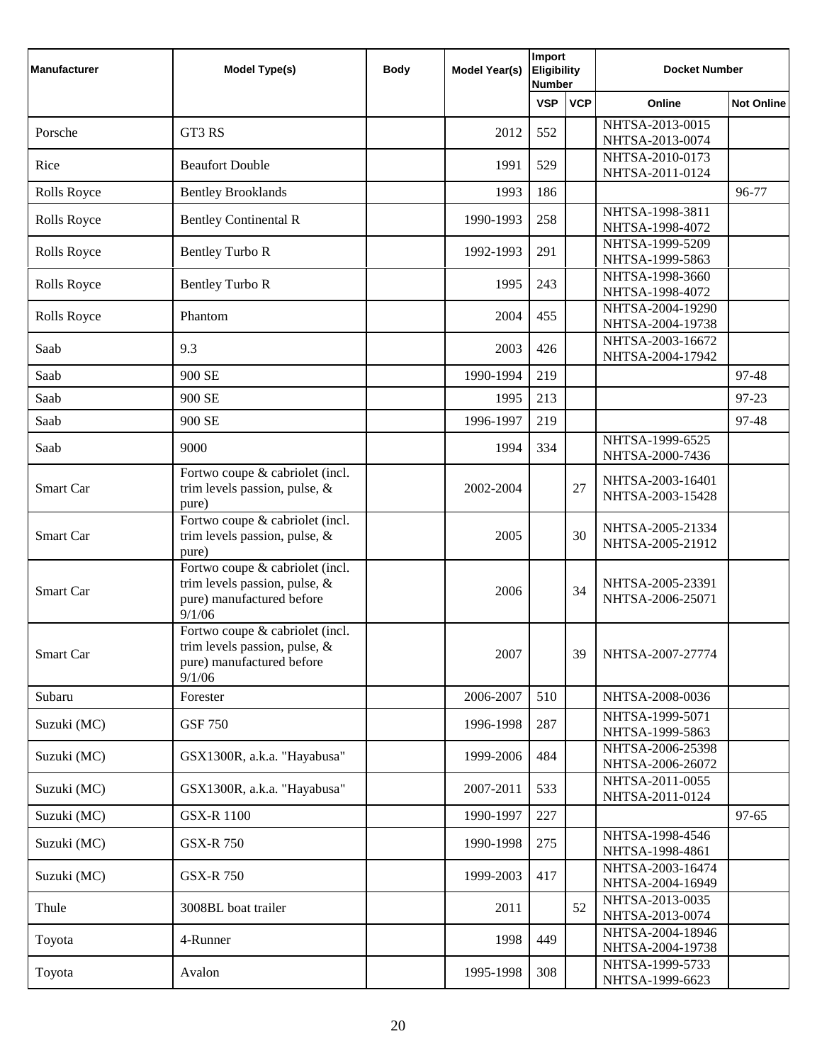| Manufacturer | Model Type(s) | Body | Model Year(s) | Import Eligibility Number | | Docket Number | |
|---|---|---|---|---|---|---|---|
| | | | | VSP | VCP | Online | Not Online |
| Porsche | GT3 RS | | 2012 | 552 | | NHTSA-2013-0015 NHTSA-2013-0074 | |
| Rice | Beaufort Double | | 1991 | 529 | | NHTSA-2010-0173 NHTSA-2011-0124 | |
| Rolls Royce | Bentley Brooklands | | 1993 | 186 | | | 96-77 |
| Rolls Royce | Bentley Continental R | | 1990-1993 | 258 | | NHTSA-1998-3811 NHTSA-1998-4072 | |
| Rolls Royce | Bentley Turbo R | | 1992-1993 | 291 | | NHTSA-1999-5209 NHTSA-1999-5863 | |
| Rolls Royce | Bentley Turbo R | | 1995 | 243 | | NHTSA-1998-3660 NHTSA-1998-4072 | |
| Rolls Royce | Phantom | | 2004 | 455 | | NHTSA-2004-19290 NHTSA-2004-19738 | |
| Saab | 9.3 | | 2003 | 426 | | NHTSA-2003-16672 NHTSA-2004-17942 | |
| Saab | 900 SE | | 1990-1994 | 219 | | | 97-48 |
| Saab | 900 SE | | 1995 | 213 | | | 97-23 |
| Saab | 900 SE | | 1996-1997 | 219 | | | 97-48 |
| Saab | 9000 | | 1994 | 334 | | NHTSA-1999-6525 NHTSA-2000-7436 | |
| Smart Car | Fortwo coupe & cabriolet (incl. trim levels passion, pulse, & pure) | | 2002-2004 | | 27 | NHTSA-2003-16401 NHTSA-2003-15428 | |
| Smart Car | Fortwo coupe & cabriolet (incl. trim levels passion, pulse, & pure) | | 2005 | | 30 | NHTSA-2005-21334 NHTSA-2005-21912 | |
| Smart Car | Fortwo coupe & cabriolet (incl. trim levels passion, pulse, & pure) manufactured before 9/1/06 | | 2006 | | 34 | NHTSA-2005-23391 NHTSA-2006-25071 | |
| Smart Car | Fortwo coupe & cabriolet (incl. trim levels passion, pulse, & pure) manufactured before 9/1/06 | | 2007 | | 39 | NHTSA-2007-27774 | |
| Subaru | Forester | | 2006-2007 | 510 | | NHTSA-2008-0036 | |
| Suzuki (MC) | GSF 750 | | 1996-1998 | 287 | | NHTSA-1999-5071 NHTSA-1999-5863 | |
| Suzuki (MC) | GSX1300R, a.k.a. "Hayabusa" | | 1999-2006 | 484 | | NHTSA-2006-25398 NHTSA-2006-26072 | |
| Suzuki (MC) | GSX1300R, a.k.a. "Hayabusa" | | 2007-2011 | 533 | | NHTSA-2011-0055 NHTSA-2011-0124 | |
| Suzuki (MC) | GSX-R 1100 | | 1990-1997 | 227 | | | 97-65 |
| Suzuki (MC) | GSX-R 750 | | 1990-1998 | 275 | | NHTSA-1998-4546 NHTSA-1998-4861 | |
| Suzuki (MC) | GSX-R 750 | | 1999-2003 | 417 | | NHTSA-2003-16474 NHTSA-2004-16949 | |
| Thule | 3008BL boat trailer | | 2011 | | 52 | NHTSA-2013-0035 NHTSA-2013-0074 | |
| Toyota | 4-Runner | | 1998 | 449 | | NHTSA-2004-18946 NHTSA-2004-19738 | |
| Toyota | Avalon | | 1995-1998 | 308 | | NHTSA-1999-5733 NHTSA-1999-6623 | |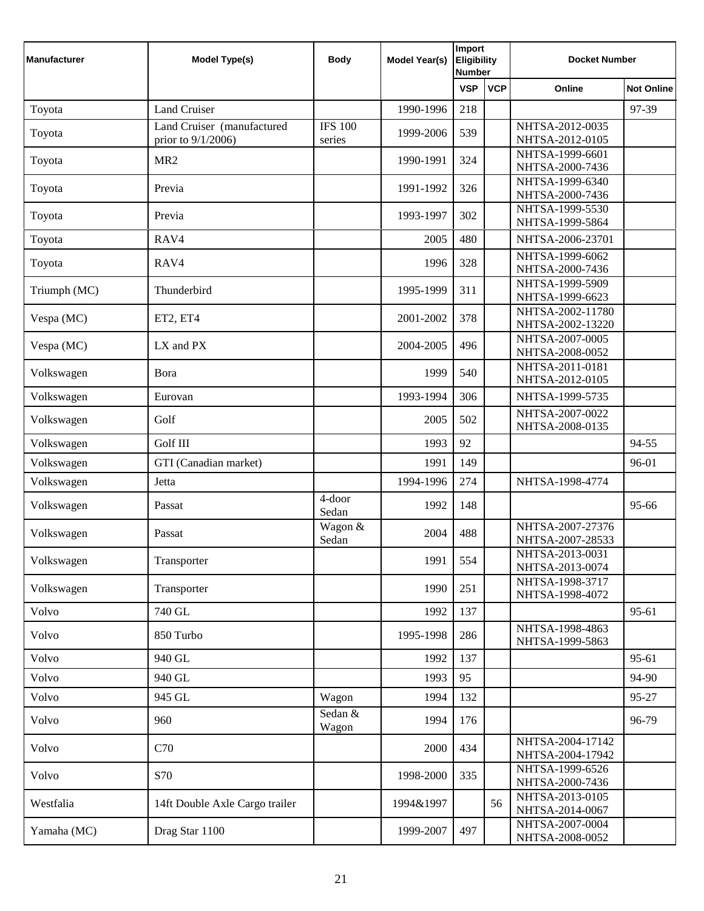| Manufacturer | Model Type(s) | Body | Model Year(s) | Import Eligibility Number | | Docket Number | |
|---|---|---|---|---|---|---|---|
| | | | | VSP | VCP | Online | Not Online |
| Toyota | Land Cruiser | | 1990-1996 | 218 | | | 97-39 |
| Toyota | Land Cruiser (manufactured prior to 9/1/2006) | IFS 100 series | 1999-2006 | 539 | | NHTSA-2012-0035 NHTSA-2012-0105 | |
| Toyota | MR2 | | 1990-1991 | 324 | | NHTSA-1999-6601 NHTSA-2000-7436 | |
| Toyota | Previa | | 1991-1992 | 326 | | NHTSA-1999-6340 NHTSA-2000-7436 | |
| Toyota | Previa | | 1993-1997 | 302 | | NHTSA-1999-5530 NHTSA-1999-5864 | |
| Toyota | RAV4 | | 2005 | 480 | | NHTSA-2006-23701 | |
| Toyota | RAV4 | | 1996 | 328 | | NHTSA-1999-6062 NHTSA-2000-7436 | |
| Triumph (MC) | Thunderbird | | 1995-1999 | 311 | | NHTSA-1999-5909 NHTSA-1999-6623 | |
| Vespa (MC) | ET2, ET4 | | 2001-2002 | 378 | | NHTSA-2002-11780 NHTSA-2002-13220 | |
| Vespa (MC) | LX and PX | | 2004-2005 | 496 | | NHTSA-2007-0005 NHTSA-2008-0052 | |
| Volkswagen | Bora | | 1999 | 540 | | NHTSA-2011-0181 NHTSA-2012-0105 | |
| Volkswagen | Eurovan | | 1993-1994 | 306 | | NHTSA-1999-5735 | |
| Volkswagen | Golf | | 2005 | 502 | | NHTSA-2007-0022 NHTSA-2008-0135 | |
| Volkswagen | Golf III | | 1993 | 92 | | | 94-55 |
| Volkswagen | GTI (Canadian market) | | 1991 | 149 | | | 96-01 |
| Volkswagen | Jetta | | 1994-1996 | 274 | | NHTSA-1998-4774 | |
| Volkswagen | Passat | 4-door Sedan | 1992 | 148 | | | 95-66 |
| Volkswagen | Passat | Wagon & Sedan | 2004 | 488 | | NHTSA-2007-27376 NHTSA-2007-28533 | |
| Volkswagen | Transporter | | 1991 | 554 | | NHTSA-2013-0031 NHTSA-2013-0074 | |
| Volkswagen | Transporter | | 1990 | 251 | | NHTSA-1998-3717 NHTSA-1998-4072 | |
| Volvo | 740 GL | | 1992 | 137 | | | 95-61 |
| Volvo | 850 Turbo | | 1995-1998 | 286 | | NHTSA-1998-4863 NHTSA-1999-5863 | |
| Volvo | 940 GL | | 1992 | 137 | | | 95-61 |
| Volvo | 940 GL | | 1993 | 95 | | | 94-90 |
| Volvo | 945 GL | Wagon | 1994 | 132 | | | 95-27 |
| Volvo | 960 | Sedan & Wagon | 1994 | 176 | | | 96-79 |
| Volvo | C70 | | 2000 | 434 | | NHTSA-2004-17142 NHTSA-2004-17942 | |
| Volvo | S70 | | 1998-2000 | 335 | | NHTSA-1999-6526 NHTSA-2000-7436 | |
| Westfalia | 14ft Double Axle Cargo trailer | | 1994&1997 | | 56 | NHTSA-2013-0105 NHTSA-2014-0067 | |
| Yamaha (MC) | Drag Star 1100 | | 1999-2007 | 497 | | NHTSA-2007-0004 NHTSA-2008-0052 | |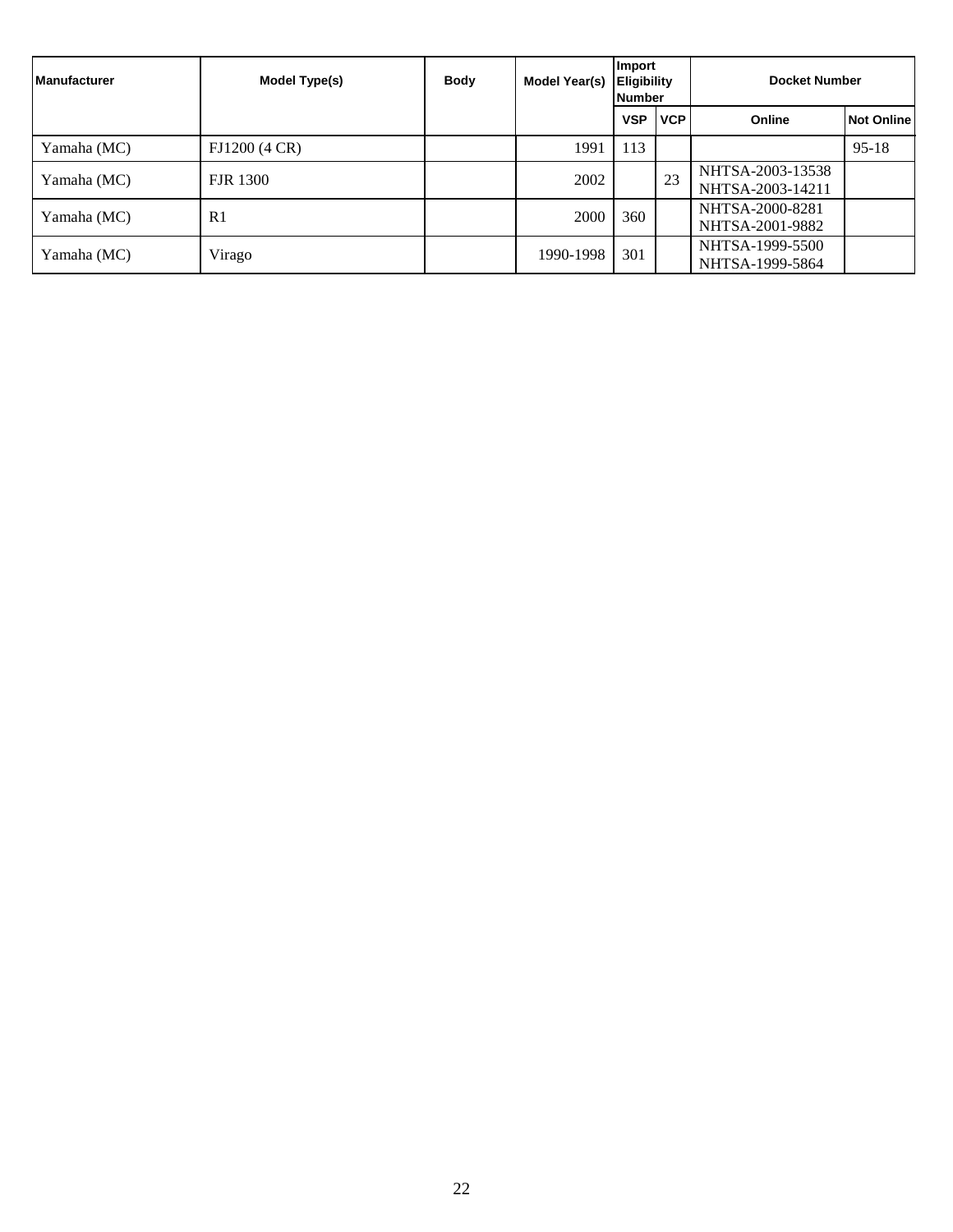| Manufacturer | Model Type(s) | Body | Model Year(s) | Import Eligibility Number | | Docket Number | |
|---|---|---|---|---|---|---|---|
| | | | | VSP | VCP | Online | Not Online |
| Yamaha (MC) | FJ1200 (4 CR) | | 1991 | 113 | | | 95-18 |
| Yamaha (MC) | FJR 1300 | | 2002 | | 23 | NHTSA-2003-13538 NHTSA-2003-14211 | |
| Yamaha (MC) | R1 | | 2000 | 360 | | NHTSA-2000-8281 NHTSA-2001-9882 | |
| Yamaha (MC) | Virago | | 1990-1998 | 301 | | NHTSA-1999-5500 NHTSA-1999-5864 | |